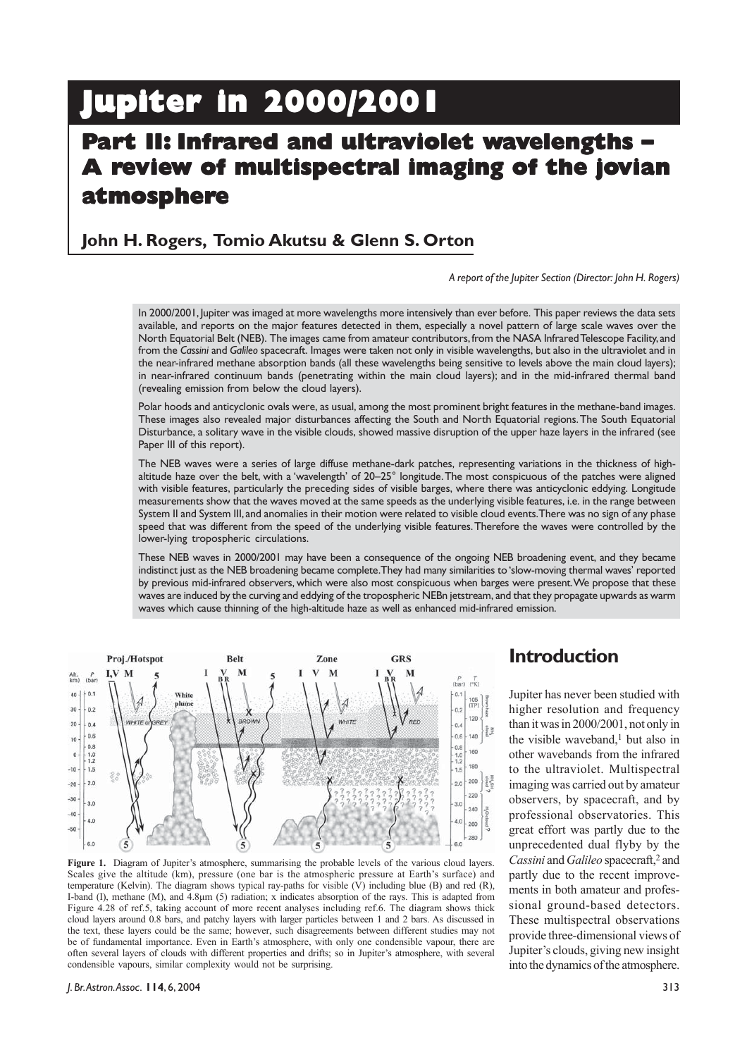# Jupiter in 2000/2001

## Part II: Infrared and ultraviolet wavelengths – A review of multispectral imaging of the jovian atmosphere

**John H. Rogers, Tomio Akutsu & Glenn S. Orton**

*A report of the Jupiter Section (Director: John H. Rogers)*

In 2000/2001, Jupiter was imaged at more wavelengths more intensively than ever before. This paper reviews the data sets available, and reports on the major features detected in them, especially a novel pattern of large scale waves over the North Equatorial Belt (NEB). The images came from amateur contributors, from the NASA Infrared Telescope Facility, and from the *Cassini* and *Galileo* spacecraft. Images were taken not only in visible wavelengths, but also in the ultraviolet and in the near-infrared methane absorption bands (all these wavelengths being sensitive to levels above the main cloud layers); in near-infrared continuum bands (penetrating within the main cloud layers); and in the mid-infrared thermal band (revealing emission from below the cloud layers).

Polar hoods and anticyclonic ovals were, as usual, among the most prominent bright features in the methane-band images. These images also revealed major disturbances affecting the South and North Equatorial regions. The South Equatorial Disturbance, a solitary wave in the visible clouds, showed massive disruption of the upper haze layers in the infrared (see Paper III of this report).

The NEB waves were a series of large diffuse methane-dark patches, representing variations in the thickness of high-altitude haze over the belt, with a 'wavelength' of 20–25° longitude. The most conspicuous of the patches were aligned with visible features, particularly the preceding sides of visible barges, where there was anticyclonic eddying. Longitude measurements show that the waves moved at the same speeds as the underlying visible features, i.e. in the range between System II and System III, and anomalies in their motion were related to visible cloud events. There was no sign of any phase speed that was different from the speed of the underlying visible features. Therefore the waves were controlled by the lower-lying tropospheric circulations.

These NEB waves in 2000/2001 may have been a consequence of the ongoing NEB broadening event, and they became indistinct just as the NEB broadening became complete. They had many similarities to 'slow-moving thermal waves' reported by previous mid-infrared observers, which were also most conspicuous when barges were present. We propose that these waves are induced by the curving and eddying of the tropospheric NEBn jetstream, and that they propagate upwards as warm waves which cause thinning of the high-altitude haze as well as enhanced mid-infrared emission.

**Figure 1.** Diagram of Jupiter's atmosphere, summarising the probable levels of the various cloud layers. Scales give the altitude (km), pressure (one bar is the atmospheric pressure at Earth's surface) and temperature (Kelvin). The diagram shows typical ray-paths for visible (V) including blue (B) and red (R), I-band (I), methane (M), and 4.8μm (5) radiation; x indicates absorption of the rays. This is adapted from Figure 4.28 of ref.5, taking account of more recent analyses including ref.6. The diagram shows thick cloud layers around 0.8 bars, and patchy layers with larger particles between 1 and 2 bars. As discussed in the text, these layers could be the same; however, such disagreements between different studies may not be of fundamental importance. Even in Earth's atmosphere, with only one condensible vapour, there are often several layers of clouds with different properties and drifts; so in Jupiter's atmosphere, with several condensible vapours, similar complexity would not be surprising.

## Introduction

Jupiter has never been studied with higher resolution and frequency than it was in 2000/2001, not only in the visible waveband,[1] but also in other wavebands from the infrared to the ultraviolet. Multispectral imaging was carried out by amateur observers, by spacecraft, and by professional observatories. This great effort was partly due to the unprecedented dual flyby by the *Cassini* and *Galileo* spacecraft,[2] and partly due to the recent improvements in both amateur and professional ground-based detectors. These multispectral observations provide three-dimensional views of Jupiter's clouds, giving new insight into the dynamics of the atmosphere.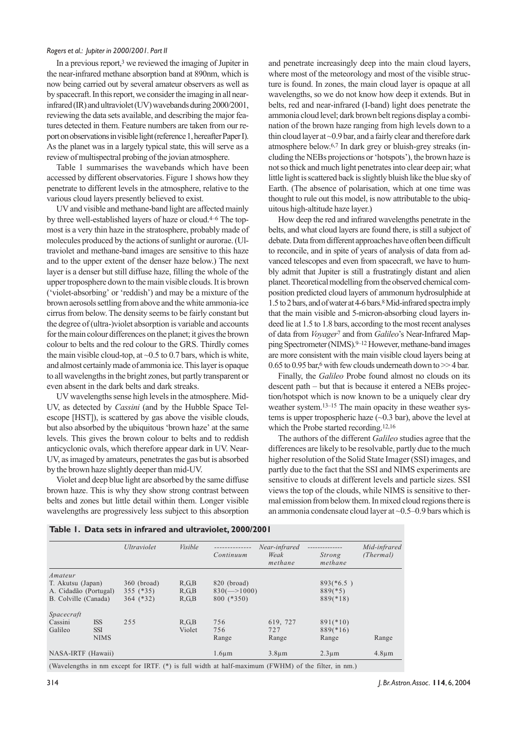In a previous report,[3] we reviewed the imaging of Jupiter in the near-infrared methane absorption band at 890nm, which is now being carried out by several amateur observers as well as by spacecraft. In this report, we consider the imaging in all near-infrared (IR) and ultraviolet (UV) wavebands during 2000/2001, reviewing the data sets available, and describing the major features detected in them. Feature numbers are taken from our report on observations in visible light (reference 1, hereafter Paper I). As the planet was in a largely typical state, this will serve as a review of multispectral probing of the jovian atmosphere.

Table 1 summarises the wavebands which have been accessed by different observatories. Figure 1 shows how they penetrate to different levels in the atmosphere, relative to the various cloud layers presently believed to exist.

UV and visible and methane-band light are affected mainly by three well-established layers of haze or cloud.[4–6] The topmost is a very thin haze in the stratosphere, probably made of molecules produced by the actions of sunlight or aurorae. (Ultraviolet and methane-band images are sensitive to this haze and to the upper extent of the denser haze below.) The next layer is a denser but still diffuse haze, filling the whole of the upper troposphere down to the main visible clouds. It is brown ('violet-absorbing' or 'reddish') and may be a mixture of the brown aerosols settling from above and the white ammonia-ice cirrus from below. The density seems to be fairly constant but the degree of (ultra-)violet absorption is variable and accounts for the main colour differences on the planet; it gives the brown colour to belts and the red colour to the GRS. Thirdly comes the main visible cloud-top, at ~0.5 to 0.7 bars, which is white, and almost certainly made of ammonia ice. This layer is opaque to all wavelengths in the bright zones, but partly transparent or even absent in the dark belts and dark streaks.

UV wavelengths sense high levels in the atmosphere. Mid-UV, as detected by *Cassini* (and by the Hubble Space Telescope [HST]), is scattered by gas above the visible clouds, but also absorbed by the ubiquitous 'brown haze' at the same levels. This gives the brown colour to belts and to reddish anticyclonic ovals, which therefore appear dark in UV. Near-UV, as imaged by amateurs, penetrates the gas but is absorbed by the brown haze slightly deeper than mid-UV.

Violet and deep blue light are absorbed by the same diffuse brown haze. This is why they show strong contrast between belts and zones but little detail within them. Longer visible wavelengths are progressively less subject to this absorption and penetrate increasingly deep into the main cloud layers, where most of the meteorology and most of the visible structure is found. In zones, the main cloud layer is opaque at all wavelengths, so we do not know how deep it extends. But in belts, red and near-infrared (I-band) light does penetrate the ammonia cloud level; dark brown belt regions display a combination of the brown haze ranging from high levels down to a thin cloud layer at ~0.9 bar, and a fairly clear and therefore dark atmosphere below.[6,7] In dark grey or bluish-grey streaks (including the NEBs projections or 'hotspots'), the brown haze is not so thick and much light penetrates into clear deep air; what little light is scattered back is slightly bluish like the blue sky of Earth. (The absence of polarisation, which at one time was thought to rule out this model, is now attributable to the ubiquitous high-altitude haze layer.)

How deep the red and infrared wavelengths penetrate in the belts, and what cloud layers are found there, is still a subject of debate. Data from different approaches have often been difficult to reconcile, and in spite of years of analysis of data from advanced telescopes and even from spacecraft, we have to humbly admit that Jupiter is still a frustratingly distant and alien planet. Theoretical modelling from the observed chemical composition predicted cloud layers of ammonium hydrosulphide at 1.5 to 2 bars, and of water at 4-6 bars.[8] Mid-infrared spectra imply that the main visible and 5-micron-absorbing cloud layers indeed lie at 1.5 to 1.8 bars, according to the most recent analyses of data from *Voyager*[7] and from *Galileo*'s Near-Infrared Mapping Spectrometer (NIMS).[9–12] However, methane-band images are more consistent with the main visible cloud layers being at 0.65 to 0.95 bar,[6] with few clouds underneath down to >> 4 bar.

Finally, the *Galileo* Probe found almost no clouds on its descent path – but that is because it entered a NEBs projection/hotspot which is now known to be a uniquely clear dry weather system.[13–15] The main opacity in these weather systems is upper tropospheric haze (~0.3 bar), above the level at which the Probe started recording.[12,16]

The authors of the different *Galileo* studies agree that the differences are likely to be resolvable, partly due to the much higher resolution of the Solid State Imager (SSI) images, and partly due to the fact that the SSI and NIMS experiments are sensitive to clouds at different levels and particle sizes. SSI views the top of the clouds, while NIMS is sensitive to thermal emission from below them. In mixed cloud regions there is an ammonia condensate cloud layer at ~0.5–0.9 bars which is

**Table 1. Data sets in infrared and ultraviolet, 2000/2001**

| | | *Ultraviolet* | *Visible* | *Continuum* | *Near-infrared Weak methane* | *Strong methane* | *Mid-infrared (Thermal)* |
|---|---|---|---|---|---|---|---|
| *Amateur* | | | | | | | |
| T. Akutsu (Japan) | | 360 (broad) | R,G,B | 820 (broad) | | 893(*6.5 ) | |
| A. Cidadão (Portugal) | | 355 (*35) | R,G,B | 830(—>1000) | | 889(*5) | |
| B. Colville (Canada) | | 364 (*32) | R,G,B | 800 (*350) | | 889(*18) | |
| *Spacecraft* | | | | | | | |
| Cassini | ISS | 255 | R,G,B | 756 | 619, 727 | 891(*10) | |
| Galileo | SSI | | Violet | 756 | 727 | 889(*16) | |
| | NIMS | | | Range | Range | Range | Range |
| NASA-IRTF (Hawaii) | | | | 1.6μm | 3.8μm | 2.3μm | 4.8μm |

(Wavelengths in nm except for IRTF. (*) is full width at half-maximum (FWHM) of the filter, in nm.)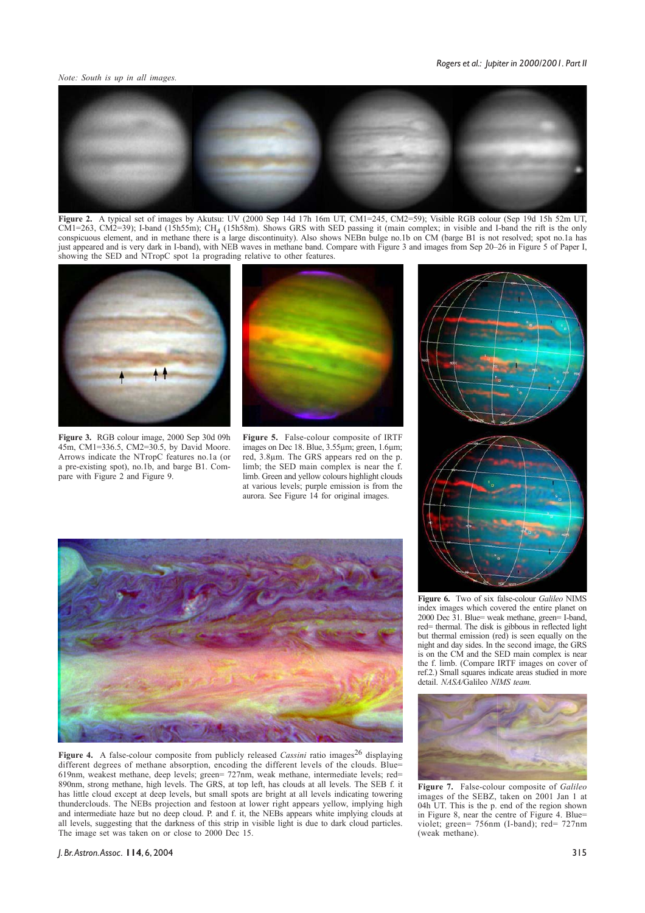*Note: South is up in all images.*

**Figure 2.** A typical set of images by Akutsu: UV (2000 Sep 14d 17h 16m UT, CM1=245, CM2=59); Visible RGB colour (Sep 19d 15h 52m UT, CM1=263, CM2=39); I-band (15h55m); $CH_4$ (15h58m). Shows GRS with SED passing it (main complex; in visible and I-band the rift is the only conspicuous element, and in methane there is a large discontinuity). Also shows NEBn bulge no.1b on CM (barge B1 is not resolved; spot no.1a has just appeared and is very dark in I-band), with NEB waves in methane band. Compare with Figure 3 and images from Sep 20–26 in Figure 5 of Paper I, showing the SED and NTropC spot 1a prograding relative to other features.

**Figure 3.** RGB colour image, 2000 Sep 30d 09h 45m, CM1=336.5, CM2=30.5, by David Moore. Arrows indicate the NTropC features no.1a (or a pre-existing spot), no.1b, and barge B1. Compare with Figure 2 and Figure 9.

**Figure 5.** False-colour composite of IRTF images on Dec 18. Blue, 3.55μm; green, 1.6μm; red, 3.8μm. The GRS appears red on the p. limb; the SED main complex is near the f. limb. Green and yellow colours highlight clouds at various levels; purple emission is from the aurora. See Figure 14 for original images.

**Figure 6.** Two of six false-colour *Galileo* NIMS index images which covered the entire planet on 2000 Dec 31. Blue= weak methane, green= I-band, red= thermal. The disk is gibbous in reflected light but thermal emission (red) is seen equally on the night and day sides. In the second image, the GRS is on the CM and the SED main complex is near the f. limb. (Compare IRTF images on cover of ref.2.) Small squares indicate areas studied in more detail. *NASA/*Galileo *NIMS team.*

**Figure 4.** A false-colour composite from publicly released *Cassini* ratio images[26] displaying different degrees of methane absorption, encoding the different levels of the clouds. Blue= 619nm, weakest methane, deep levels; green= 727nm, weak methane, intermediate levels; red= 890nm, strong methane, high levels. The GRS, at top left, has clouds at all levels. The SEB f. it has little cloud except at deep levels, but small spots are bright at all levels indicating towering thunderclouds. The NEBs projection and festoon at lower right appears yellow, implying high and intermediate haze but no deep cloud. P. and f. it, the NEBs appears white implying clouds at all levels, suggesting that the darkness of this strip in visible light is due to dark cloud particles. The image set was taken on or close to 2000 Dec 15.

**Figure 7.** False-colour composite of *Galileo* images of the SEBZ, taken on 2001 Jan 1 at 04h UT. This is the p. end of the region shown in Figure 8, near the centre of Figure 4. Blue= violet; green= 756nm (I-band); red= 727nm (weak methane).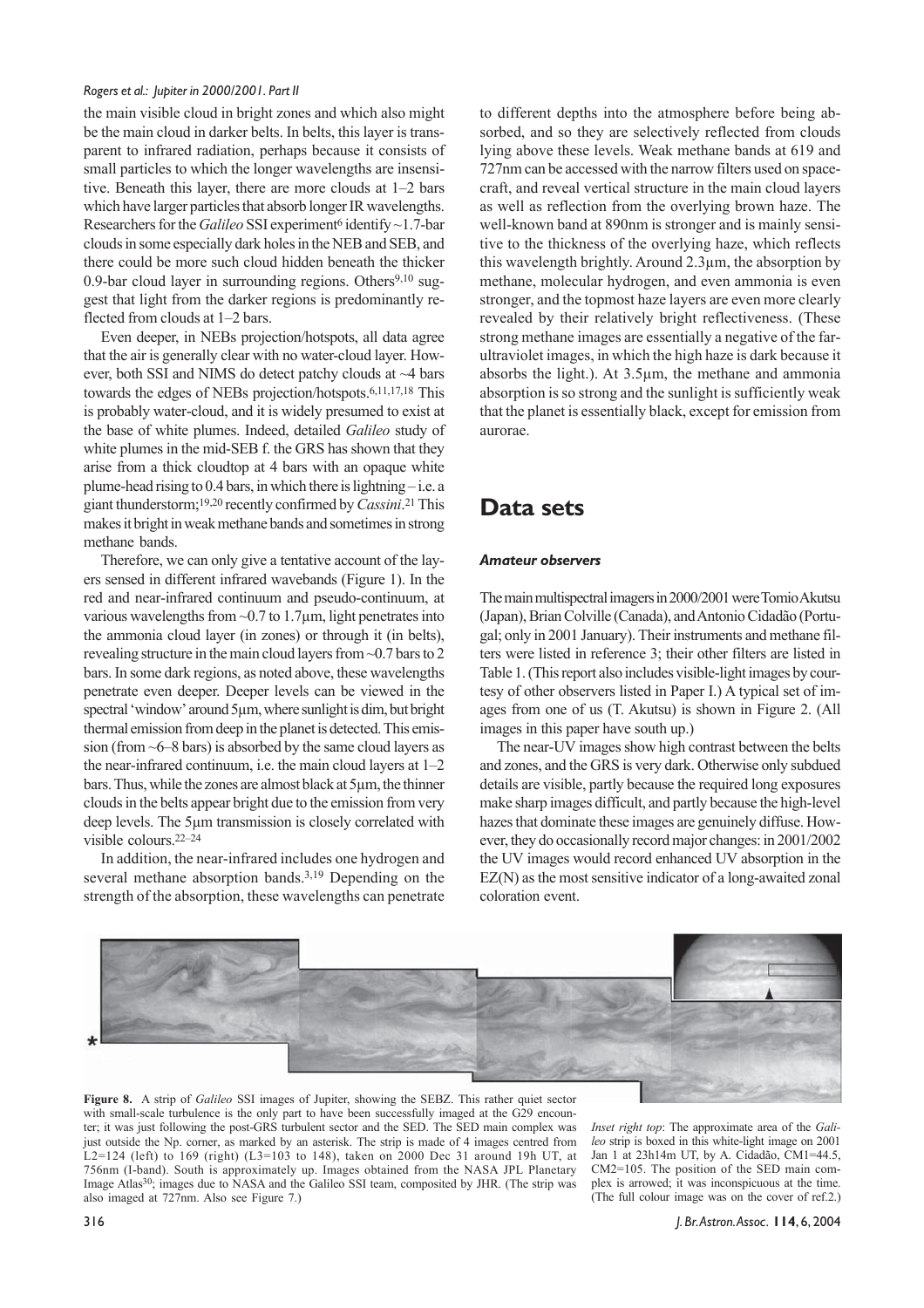the main visible cloud in bright zones and which also might be the main cloud in darker belts. In belts, this layer is transparent to infrared radiation, perhaps because it consists of small particles to which the longer wavelengths are insensitive. Beneath this layer, there are more clouds at 1–2 bars which have larger particles that absorb longer IR wavelengths. Researchers for the *Galileo* SSI experiment[6] identify ~1.7-bar clouds in some especially dark holes in the NEB and SEB, and there could be more such cloud hidden beneath the thicker 0.9-bar cloud layer in surrounding regions. Others[9,10] suggest that light from the darker regions is predominantly reflected from clouds at 1–2 bars.

Even deeper, in NEBs projection/hotspots, all data agree that the air is generally clear with no water-cloud layer. However, both SSI and NIMS do detect patchy clouds at ~4 bars towards the edges of NEBs projection/hotspots.[6,11,17,18] This is probably water-cloud, and it is widely presumed to exist at the base of white plumes. Indeed, detailed *Galileo* study of white plumes in the mid-SEB f. the GRS has shown that they arise from a thick cloudtop at 4 bars with an opaque white plume-head rising to 0.4 bars, in which there is lightning – i.e. a giant thunderstorm;[19,20] recently confirmed by *Cassini*.[21] This makes it bright in weak methane bands and sometimes in strong methane bands.

Therefore, we can only give a tentative account of the layers sensed in different infrared wavebands (Figure 1). In the red and near-infrared continuum and pseudo-continuum, at various wavelengths from ~0.7 to 1.7μm, light penetrates into the ammonia cloud layer (in zones) or through it (in belts), revealing structure in the main cloud layers from ~0.7 bars to 2 bars. In some dark regions, as noted above, these wavelengths penetrate even deeper. Deeper levels can be viewed in the spectral 'window' around 5μm, where sunlight is dim, but bright thermal emission from deep in the planet is detected. This emission (from ~6–8 bars) is absorbed by the same cloud layers as the near-infrared continuum, i.e. the main cloud layers at 1–2 bars. Thus, while the zones are almost black at 5μm, the thinner clouds in the belts appear bright due to the emission from very deep levels. The 5μm transmission is closely correlated with visible colours.[22–24]

In addition, the near-infrared includes one hydrogen and several methane absorption bands.[3,19] Depending on the strength of the absorption, these wavelengths can penetrate to different depths into the atmosphere before being absorbed, and so they are selectively reflected from clouds lying above these levels. Weak methane bands at 619 and 727nm can be accessed with the narrow filters used on spacecraft, and reveal vertical structure in the main cloud layers as well as reflection from the overlying brown haze. The well-known band at 890nm is stronger and is mainly sensitive to the thickness of the overlying haze, which reflects this wavelength brightly. Around 2.3μm, the absorption by methane, molecular hydrogen, and even ammonia is even stronger, and the topmost haze layers are even more clearly revealed by their relatively bright reflectiveness. (These strong methane images are essentially a negative of the far-ultraviolet images, in which the high haze is dark because it absorbs the light.). At 3.5μm, the methane and ammonia absorption is so strong and the sunlight is sufficiently weak that the planet is essentially black, except for emission from aurorae.

## Data sets

### *Amateur observers*

The main multispectral imagers in 2000/2001 were Tomio Akutsu (Japan), Brian Colville (Canada), and Antonio Cidadão (Portugal; only in 2001 January). Their instruments and methane filters were listed in reference 3; their other filters are listed in Table 1. (This report also includes visible-light images by courtesy of other observers listed in Paper I.) A typical set of images from one of us (T. Akutsu) is shown in Figure 2. (All images in this paper have south up.)

The near-UV images show high contrast between the belts and zones, and the GRS is very dark. Otherwise only subdued details are visible, partly because the required long exposures make sharp images difficult, and partly because the high-level hazes that dominate these images are genuinely diffuse. However, they do occasionally record major changes: in 2001/2002 the UV images would record enhanced UV absorption in the EZ(N) as the most sensitive indicator of a long-awaited zonal coloration event.

**Figure 8.** A strip of *Galileo* SSI images of Jupiter, showing the SEBZ. This rather quiet sector with small-scale turbulence is the only part to have been successfully imaged at the G29 encounter; it was just following the post-GRS turbulent sector and the SED. The SED main complex was just outside the Np. corner, as marked by an asterisk. The strip is made of 4 images centred from L2=124 (left) to 169 (right) (L3=103 to 148), taken on 2000 Dec 31 around 19h UT, at 756nm (I-band). South is approximately up. Images obtained from the NASA JPL Planetary Image Atlas[30]; images due to NASA and the Galileo SSI team, composited by JHR. (The strip was also imaged at 727nm. Also see Figure 7.)

*Inset right top*: The approximate area of the *Galileo* strip is boxed in this white-light image on 2001 Jan 1 at 23h14m UT, by A. Cidadão, CM1=44.5, CM2=105. The position of the SED main complex is arrowed; it was inconspicuous at the time. (The full colour image was on the cover of ref.2.)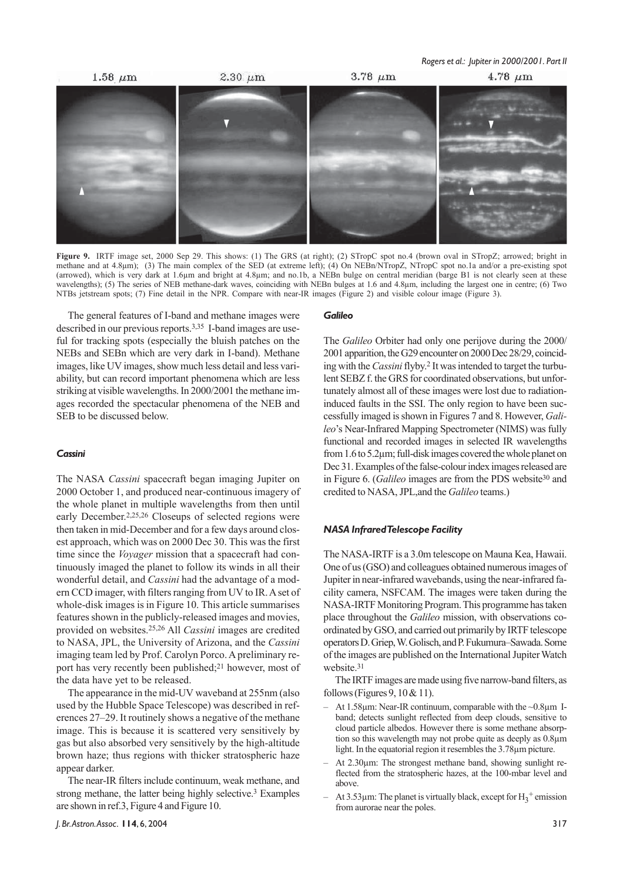**Figure 9.** IRTF image set, 2000 Sep 29. This shows: (1) The GRS (at right); (2) STropC spot no.4 (brown oval in STropZ; arrowed; bright in methane and at 4.8μm); (3) The main complex of the SED (at extreme left); (4) On NEBn/NTropZ, NTropC spot no.1a and/or a pre-existing spot (arrowed), which is very dark at 1.6μm and bright at 4.8μm; and no.1b, a NEBn bulge on central meridian (barge B1 is not clearly seen at these wavelengths); (5) The series of NEB methane-dark waves, coinciding with NEBn bulges at 1.6 and 4.8μm, including the largest one in centre; (6) Two NTBs jetstream spots; (7) Fine detail in the NPR. Compare with near-IR images (Figure 2) and visible colour image (Figure 3).

The general features of I-band and methane images were described in our previous reports.[3,35] I-band images are useful for tracking spots (especially the bluish patches on the NEBs and SEBn which are very dark in I-band). Methane images, like UV images, show much less detail and less variability, but can record important phenomena which are less striking at visible wavelengths. In 2000/2001 the methane images recorded the spectacular phenomena of the NEB and SEB to be discussed below.

### *Cassini*

The NASA *Cassini* spacecraft began imaging Jupiter on 2000 October 1, and produced near-continuous imagery of the whole planet in multiple wavelengths from then until early December.[2,25,26] Closeups of selected regions were then taken in mid-December and for a few days around closest approach, which was on 2000 Dec 30. This was the first time since the *Voyager* mission that a spacecraft had continuously imaged the planet to follow its winds in all their wonderful detail, and *Cassini* had the advantage of a modern CCD imager, with filters ranging from UV to IR. A set of whole-disk images is in Figure 10. This article summarises features shown in the publicly-released images and movies, provided on websites.[25,26] All *Cassini* images are credited to NASA, JPL, the University of Arizona, and the *Cassini* imaging team led by Prof. Carolyn Porco. A preliminary report has very recently been published;[21] however, most of the data have yet to be released.

The appearance in the mid-UV waveband at 255nm (also used by the Hubble Space Telescope) was described in references 27–29. It routinely shows a negative of the methane image. This is because it is scattered very sensitively by gas but also absorbed very sensitively by the high-altitude brown haze; thus regions with thicker stratospheric haze appear darker.

The near-IR filters include continuum, weak methane, and strong methane, the latter being highly selective.[3] Examples are shown in ref.3, Figure 4 and Figure 10.

### *Galileo*

The *Galileo* Orbiter had only one perijove during the 2000/2001 apparition, the G29 encounter on 2000 Dec 28/29, coinciding with the *Cassini* flyby.[2] It was intended to target the turbulent SEBZ f. the GRS for coordinated observations, but unfortunately almost all of these images were lost due to radiation-induced faults in the SSI. The only region to have been successfully imaged is shown in Figures 7 and 8. However, *Galileo*'s Near-Infrared Mapping Spectrometer (NIMS) was fully functional and recorded images in selected IR wavelengths from 1.6 to 5.2μm; full-disk images covered the whole planet on Dec 31. Examples of the false-colour index images released are in Figure 6. (*Galileo* images are from the PDS website[30] and credited to NASA, JPL, and the *Galileo* teams.)

### *NASA Infrared Telescope Facility*

The NASA-IRTF is a 3.0m telescope on Mauna Kea, Hawaii. One of us (GSO) and colleagues obtained numerous images of Jupiter in near-infrared wavebands, using the near-infrared facility camera, NSFCAM. The images were taken during the NASA-IRTF Monitoring Program. This programme has taken place throughout the *Galileo* mission, with observations coordinated by GSO, and carried out primarily by IRTF telescope operators D. Griep, W. Golisch, and P. Fukumura–Sawada. Some of the images are published on the International Jupiter Watch website.[31]

The IRTF images are made using five narrow-band filters, as follows (Figures 9, 10 & 11).

- At 1.58μm: Near-IR continuum, comparable with the ~0.8μm I-band; detects sunlight reflected from deep clouds, sensitive to cloud particle albedos. However there is some methane absorption so this wavelength may not probe quite as deeply as 0.8μm light. In the equatorial region it resembles the 3.78μm picture.
- At 2.30μm: The strongest methane band, showing sunlight reflected from the stratospheric hazes, at the 100-mbar level and above.
- At 3.53μm: The planet is virtually black, except for $H_3^+$ emission from aurorae near the poles.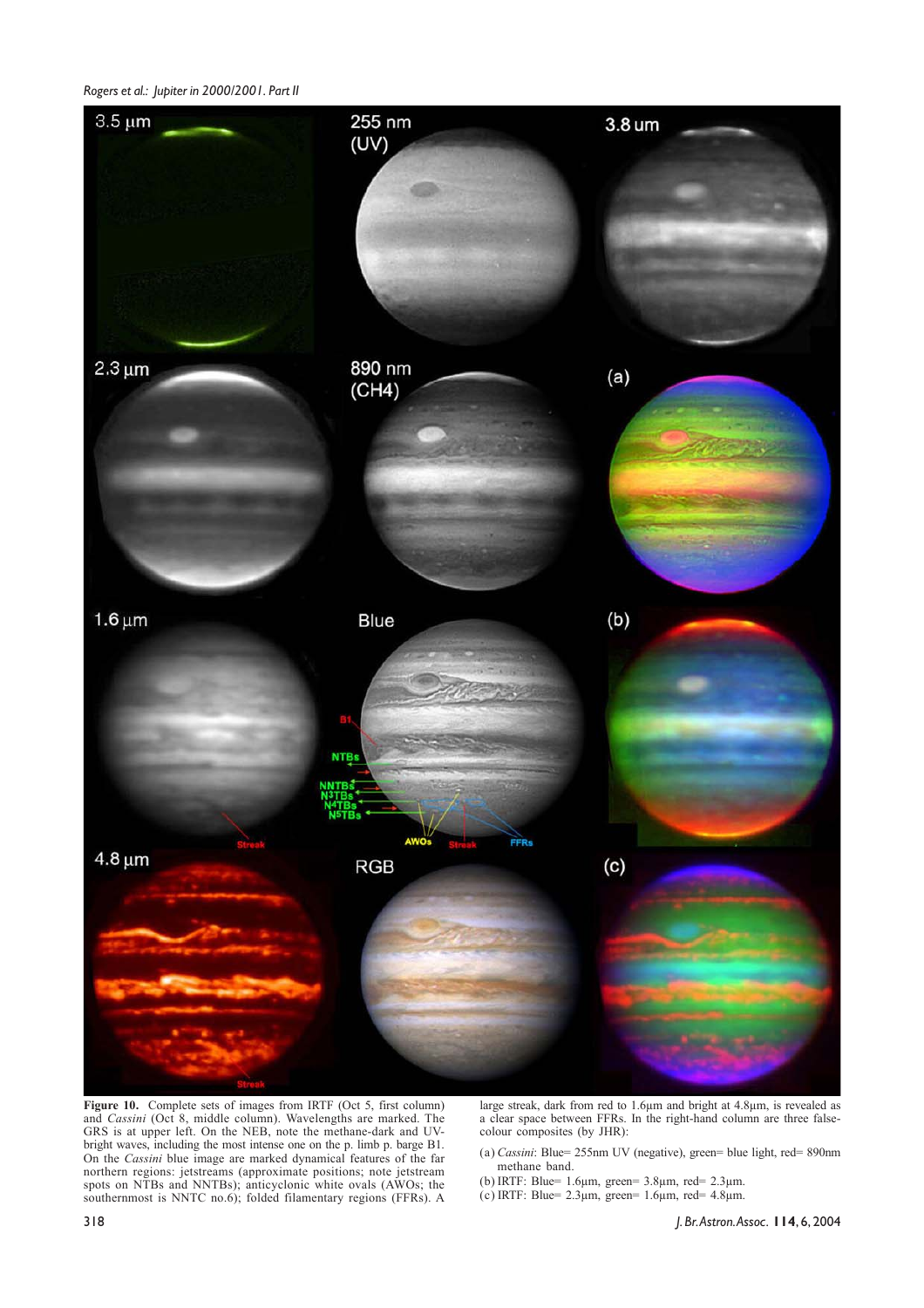**Figure 10.** Complete sets of images from IRTF (Oct 5, first column) and *Cassini* (Oct 8, middle column). Wavelengths are marked. The GRS is at upper left. On the NEB, note the methane-dark and UV-bright waves, including the most intense one on the p. limb p. barge B1. On the *Cassini* blue image are marked dynamical features of the far northern regions: jetstreams (approximate positions; note jetstream spots on NTBs and NNTBs); anticyclonic white ovals (AWOs; the southernmost is NNTC no.6); folded filamentary regions (FFRs). A large streak, dark from red to 1.6μm and bright at 4.8μm, is revealed as a clear space between FFRs. In the right-hand column are three false-colour composites (by JHR):

(a) *Cassini*: Blue= 255nm UV (negative), green= blue light, red= 890nm methane band.

(b) IRTF: Blue= 1.6μm, green= 3.8μm, red= 2.3μm.

(c) IRTF: Blue= 2.3μm, green= 1.6μm, red= 4.8μm.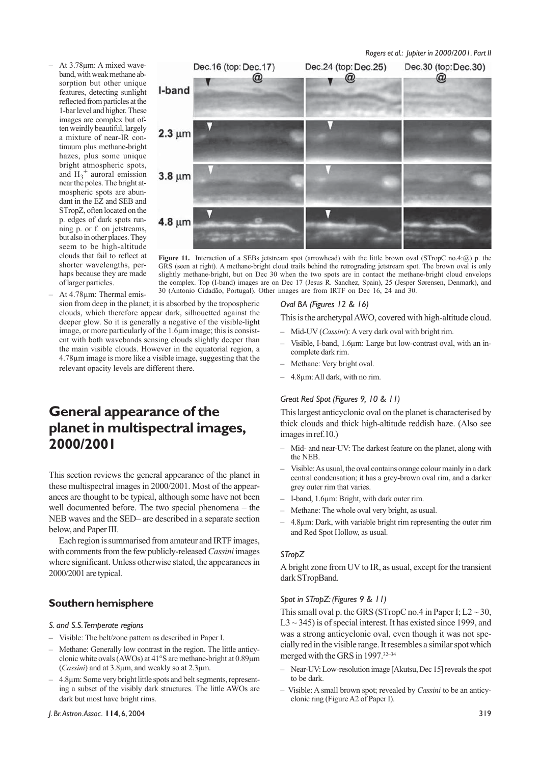– At 3.78μm: A mixed waveband, with weak methane absorption but other unique features, detecting sunlight reflected from particles at the 1-bar level and higher. These images are complex but often weirdly beautiful, largely a mixture of near-IR continuum plus methane-bright hazes, plus some unique bright atmospheric spots, and $H_3^+$ auroral emission near the poles. The bright atmospheric spots are abundant in the EZ and SEB and STropZ, often located on the p. edges of dark spots running p. or f. on jetstreams, but also in other places. They seem to be high-altitude clouds that fail to reflect at shorter wavelengths, perhaps because they are made of larger particles.

– At 4.78μm: Thermal emission from deep in the planet; it is absorbed by the tropospheric clouds, which therefore appear dark, silhouetted against the deeper glow. So it is generally a negative of the visible-light image, or more particularly of the 1.6μm image; this is consistent with both wavebands sensing clouds slightly deeper than the main visible clouds. However in the equatorial region, a 4.78μm image is more like a visible image, suggesting that the relevant opacity levels are different there.

**Figure 11.** Interaction of a SEBs jetstream spot (arrowhead) with the little brown oval (STropC no.4:@) p. the GRS (seen at right). A methane-bright cloud trails behind the retrograding jetstream spot. The brown oval is only slightly methane-bright, but on Dec 30 when the two spots are in contact the methane-bright cloud envelops the complex. Top (I-band) images are on Dec 17 (Jesus R. Sanchez, Spain), 25 (Jesper Sørensen, Denmark), and 30 (Antonio Cidadão, Portugal). Other images are from IRTF on Dec 16, 24 and 30.

## General appearance of the planet in multispectral images, 2000/2001

This section reviews the general appearance of the planet in these multispectral images in 2000/2001. Most of the appearances are thought to be typical, although some have not been well documented before. The two special phenomena – the NEB waves and the SED– are described in a separate section below, and Paper III.

Each region is summarised from amateur and IRTF images, with comments from the few publicly-released *Cassini* images where significant. Unless otherwise stated, the appearances in 2000/2001 are typical.

### Southern hemisphere

*S. and S.S.Temperate regions*

– Visible: The belt/zone pattern as described in Paper I.
– Methane: Generally low contrast in the region. The little anticyclonic white ovals (AWOs) at 41°S are methane-bright at 0.89μm (*Cassini*) and at 3.8μm, and weakly so at 2.3μm.
– 4.8μm: Some very bright little spots and belt segments, representing a subset of the visibly dark structures. The little AWOs are dark but most have bright rims.

*Oval BA (Figures 12 & 16)*

This is the archetypal AWO, covered with high-altitude cloud.

– Mid-UV (*Cassini*): A very dark oval with bright rim.
– Visible, I-band, 1.6μm: Large but low-contrast oval, with an incomplete dark rim.
– Methane: Very bright oval.
– 4.8μm: All dark, with no rim.

*Great Red Spot (Figures 9, 10 & 11)*

This largest anticyclonic oval on the planet is characterised by thick clouds and thick high-altitude reddish haze. (Also see images in ref.10.)

– Mid- and near-UV: The darkest feature on the planet, along with the NEB.
– Visible: As usual, the oval contains orange colour mainly in a dark central condensation; it has a grey-brown oval rim, and a darker grey outer rim that varies.
– I-band, 1.6μm: Bright, with dark outer rim.
– Methane: The whole oval very bright, as usual.
– 4.8μm: Dark, with variable bright rim representing the outer rim and Red Spot Hollow, as usual.

*STropZ*

A bright zone from UV to IR, as usual, except for the transient dark STropBand.

*Spot in STropZ: (Figures 9 & 11)*

This small oval p. the GRS (STropC no.4 in Paper I; L2 ~ 30, L3 ~ 345) is of special interest. It has existed since 1999, and was a strong anticyclonic oval, even though it was not specially red in the visible range. It resembles a similar spot which merged with the GRS in 1997.[32–34]

– Near-UV: Low-resolution image [Akutsu, Dec 15] reveals the spot to be dark.
– Visible: A small brown spot; revealed by *Cassini* to be an anticyclonic ring (Figure A2 of Paper I).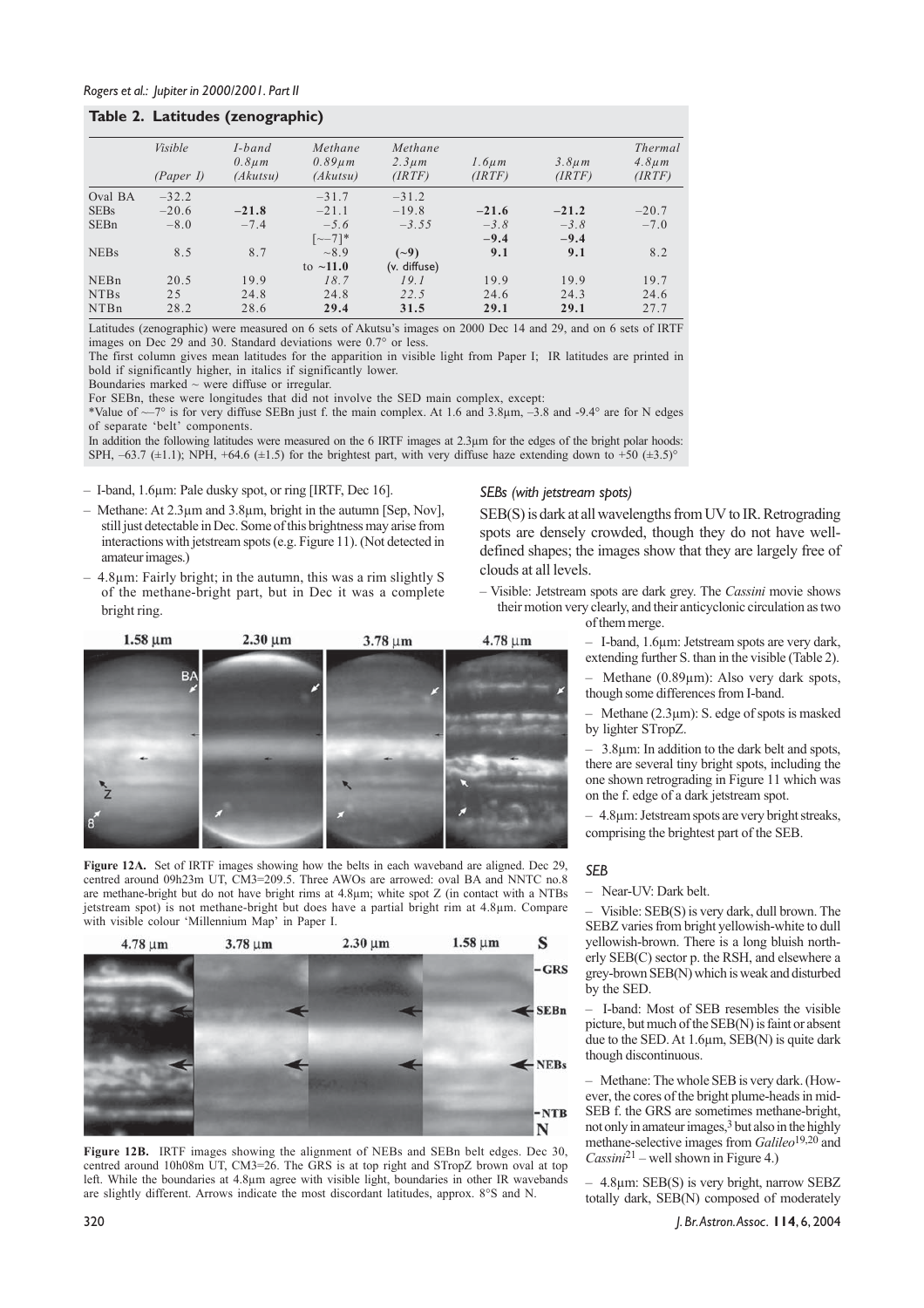## Table 2. Latitudes (zenographic)

| | *Visible* (*Paper I*) | *I-band 0.8μm* (*Akutsu*) | *Methane 0.89μm* (*Akutsu*) | *Methane 2.3μm* (*IRTF*) | *1.6μm* (*IRTF*) | *3.8μm* (*IRTF*) | *Thermal 4.8μm* (*IRTF*) |
|---|---|---|---|---|---|---|---|
| Oval BA | −32.2 | | −31.7 | −31.2 | | | |
| SEBs | −20.6 | **−21.8** | −21.1 | −19.8 | **−21.6** | **−21.2** | −20.7 |
| SEBn | −8.0 | −7.4 | *−5.6* [~−7]* | *−3.55* | *−3.8* **−9.4** | *−3.8* **−9.4** | −7.0 |
| NEBs | 8.5 | 8.7 | ~8.9 to **~11.0** | **(~9)** (v. diffuse) | **9.1** | **9.1** | 8.2 |
| NEBn | 20.5 | 19.9 | *18.7* | *19.1* | 19.9 | 19.9 | 19.7 |
| NTBs | 25 | 24.8 | 24.8 | *22.5* | 24.6 | 24.3 | 24.6 |
| NTBn | 28.2 | 28.6 | **29.4** | **31.5** | **29.1** | **29.1** | 27.7 |

Latitudes (zenographic) were measured on 6 sets of Akutsu's images on 2000 Dec 14 and 29, and on 6 sets of IRTF images on Dec 29 and 30. Standard deviations were 0.7° or less.
The first column gives mean latitudes for the apparition in visible light from Paper I; IR latitudes are printed in bold if significantly higher, in italics if significantly lower.
Boundaries marked ~ were diffuse or irregular.
For SEBn, these were longitudes that did not involve the SED main complex, except:
*Value of —7° is for very diffuse SEBn just f. the main complex. At 1.6 and 3.8μm, –3.8 and -9.4° are for N edges of separate 'belt' components.
In addition the following latitudes were measured on the 6 IRTF images at 2.3μm for the edges of the bright polar hoods: SPH, −63.7 (±1.1); NPH, +64.6 (±1.5) for the brightest part, with very diffuse haze extending down to +50 (±3.5)°

– I-band, 1.6μm: Pale dusky spot, or ring [IRTF, Dec 16].
– Methane: At 2.3μm and 3.8μm, bright in the autumn [Sep, Nov], still just detectable in Dec. Some of this brightness may arise from interactions with jetstream spots (e.g. Figure 11). (Not detected in amateur images.)
– 4.8μm: Fairly bright; in the autumn, this was a rim slightly S of the methane-bright part, but in Dec it was a complete bright ring.

**Figure 12A.** Set of IRTF images showing how the belts in each waveband are aligned. Dec 29, centred around 09h23m UT, CM3=209.5. Three AWOs are arrowed: oval BA and NNTC no.8 are methane-bright but do not have bright rims at 4.8μm; white spot Z (in contact with a NTBs jetstream spot) is not methane-bright but does have a partial bright rim at 4.8μm. Compare with visible colour 'Millennium Map' in Paper I.

**Figure 12B.** IRTF images showing the alignment of NEBs and SEBn belt edges. Dec 30, centred around 10h08m UT, CM3=26. The GRS is at top right and STropZ brown oval at top left. While the boundaries at 4.8μm agree with visible light, boundaries in other IR wavebands are slightly different. Arrows indicate the most discordant latitudes, approx. 8°S and N.

### *SEBs (with jetstream spots)*

SEB(S) is dark at all wavelengths from UV to IR. Retrograding spots are densely crowded, though they do not have well-defined shapes; the images show that they are largely free of clouds at all levels.

– Visible: Jetstream spots are dark grey. The *Cassini* movie shows their motion very clearly, and their anticyclonic circulation as two of them merge.
– I-band, 1.6μm: Jetstream spots are very dark, extending further S. than in the visible (Table 2).
– Methane (0.89μm): Also very dark spots, though some differences from I-band.
– Methane (2.3μm): S. edge of spots is masked by lighter STropZ.
– 3.8μm: In addition to the dark belt and spots, there are several tiny bright spots, including the one shown retrograding in Figure 11 which was on the f. edge of a dark jetstream spot.
– 4.8μm: Jetstream spots are very bright streaks, comprising the brightest part of the SEB.

### *SEB*

– Near-UV: Dark belt.
– Visible: SEB(S) is very dark, dull brown. The SEBZ varies from bright yellowish-white to dull yellowish-brown. There is a long bluish northerly SEB(C) sector p. the RSH, and elsewhere a grey-brown SEB(N) which is weak and disturbed by the SED.
– I-band: Most of SEB resembles the visible picture, but much of the SEB(N) is faint or absent due to the SED. At 1.6μm, SEB(N) is quite dark though discontinuous.
– Methane: The whole SEB is very dark. (However, the cores of the bright plume-heads in mid-SEB f. the GRS are sometimes methane-bright, not only in amateur images,[3] but also in the highly methane-selective images from *Galileo*[19,20] and *Cassini*[21] – well shown in Figure 4.)
– 4.8μm: SEB(S) is very bright, narrow SEBZ totally dark, SEB(N) composed of moderately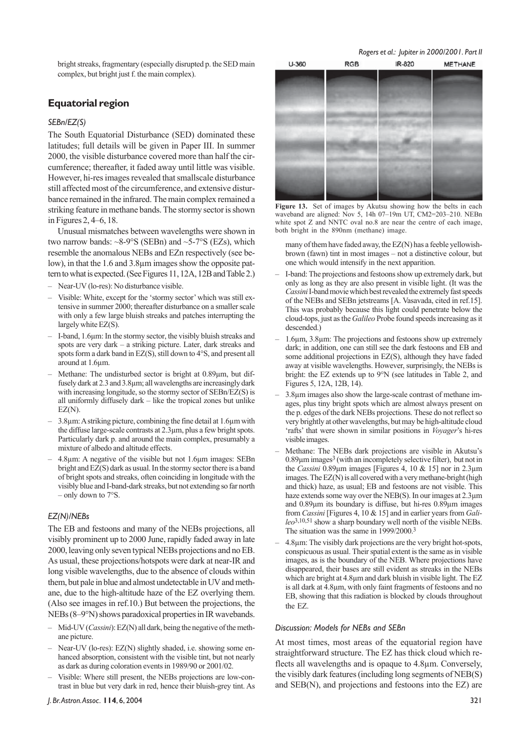bright streaks, fragmentary (especially disrupted p. the SED main complex, but bright just f. the main complex).

## Equatorial region

### SEBn/EZ(S)

The South Equatorial Disturbance (SED) dominated these latitudes; full details will be given in Paper III. In summer 2000, the visible disturbance covered more than half the circumference; thereafter, it faded away until little was visible. However, hi-res images revealed that smallscale disturbance still affected most of the circumference, and extensive disturbance remained in the infrared. The main complex remained a striking feature in methane bands. The stormy sector is shown in Figures 2, 4–6, 18.

Unusual mismatches between wavelengths were shown in two narrow bands: ~8-9°S (SEBn) and ~5-7°S (EZs), which resemble the anomalous NEBs and EZn respectively (see below), in that the 1.6 and 3.8μm images show the opposite pattern to what is expected. (See Figures 11, 12A, 12B and Table 2.)

- Near-UV (lo-res): No disturbance visible.
- Visible: White, except for the 'stormy sector' which was still extensive in summer 2000; thereafter disturbance on a smaller scale with only a few large bluish streaks and patches interrupting the largely white EZ(S).
- I-band, 1.6μm: In the stormy sector, the visibly bluish streaks and spots are very dark – a striking picture. Later, dark streaks and spots form a dark band in EZ(S), still down to 4°S, and present all around at 1.6μm.
- Methane: The undisturbed sector is bright at 0.89μm, but diffusely dark at 2.3 and 3.8μm; all wavelengths are increasingly dark with increasing longitude, so the stormy sector of SEBn/EZ(S) is all uniformly diffusely dark – like the tropical zones but unlike EZ(N).
- 3.8μm: A striking picture, combining the fine detail at 1.6μm with the diffuse large-scale contrasts at 2.3μm, plus a few bright spots. Particularly dark p. and around the main complex, presumably a mixture of albedo and altitude effects.
- 4.8μm: A negative of the visible but not 1.6μm images: SEBn bright and EZ(S) dark as usual. In the stormy sector there is a band of bright spots and streaks, often coinciding in longitude with the visibly blue and I-band-dark streaks, but not extending so far north – only down to 7°S.

### EZ(N)/NEBs

The EB and festoons and many of the NEBs projections, all visibly prominent up to 2000 June, rapidly faded away in late 2000, leaving only seven typical NEBs projections and no EB. As usual, these projections/hotspots were dark at near-IR and long visible wavelengths, due to the absence of clouds within them, but pale in blue and almost undetectable in UV and methane, due to the high-altitude haze of the EZ overlying them. (Also see images in ref.10.) But between the projections, the NEBs (8–9°N) shows paradoxical properties in IR wavebands.

- Mid-UV (*Cassini*): EZ(N) all dark, being the negative of the methane picture.
- Near-UV (lo-res): EZ(N) slightly shaded, i.e. showing some enhanced absorption, consistent with the visible tint, but not nearly as dark as during coloration events in 1989/90 or 2001/02.
- Visible: Where still present, the NEBs projections are low-contrast in blue but very dark in red, hence their bluish-grey tint. As many of them have faded away, the EZ(N) has a feeble yellowish-brown (fawn) tint in most images – not a distinctive colour, but one which would intensify in the next apparition.
- I-band: The projections and festoons show up extremely dark, but only as long as they are also present in visible light. (It was the *Cassini* I-band movie which best revealed the extremely fast speeds of the NEBs and SEBn jetstreams [A. Vasavada, cited in ref.15]. This was probably because this light could penetrate below the cloud-tops, just as the *Galileo* Probe found speeds increasing as it descended.)
- 1.6μm, 3.8μm: The projections and festoons show up extremely dark; in addition, one can still see the dark festoons and EB and some additional projections in EZ(S), although they have faded away at visible wavelengths. However, surprisingly, the NEBs is bright: the EZ extends up to 9°N (see latitudes in Table 2, and Figures 5, 12A, 12B, 14).
- 3.8μm images also show the large-scale contrast of methane images, plus tiny bright spots which are almost always present on the p. edges of the dark NEBs projections. These do not reflect so very brightly at other wavelengths, but may be high-altitude cloud 'rafts' that were shown in similar positions in *Voyager*'s hi-res visible images.
- Methane: The NEBs dark projections are visible in Akutsu's 0.89μm images[3] (with an incompletely selective filter), but not in the *Cassini* 0.89μm images [Figures 4, 10 & 15] nor in 2.3μm images. The EZ(N) is all covered with a very methane-bright (high and thick) haze, as usual; EB and festoons are not visible. This haze extends some way over the NEB(S). In our images at 2.3μm and 0.89μm its boundary is diffuse, but hi-res 0.89μm images from *Cassini* [Figures 4, 10 & 15] and in earlier years from *Galileo*[3,10,51] show a sharp boundary well north of the visible NEBs. The situation was the same in 1999/2000.[3]
- 4.8μm: The visibly dark projections are the very bright hot-spots, conspicuous as usual. Their spatial extent is the same as in visible images, as is the boundary of the NEB. Where projections have disappeared, their bases are still evident as streaks in the NEBs which are bright at 4.8μm and dark bluish in visible light. The EZ is all dark at 4.8μm, with only faint fragments of festoons and no EB, showing that this radiation is blocked by clouds throughout the EZ.

**Figure 13.** Set of images by Akutsu showing how the belts in each waveband are aligned: Nov 5, 14h 07–19m UT, CM2=203–210. NEBn white spot Z and NNTC oval no.8 are near the centre of each image, both bright in the 890nm (methane) image.

### Discussion: Models for NEBs and SEBn

At most times, most areas of the equatorial region have straightforward structure. The EZ has thick cloud which reflects all wavelengths and is opaque to 4.8μm. Conversely, the visibly dark features (including long segments of NEB(S) and SEB(N), and projections and festoons into the EZ) are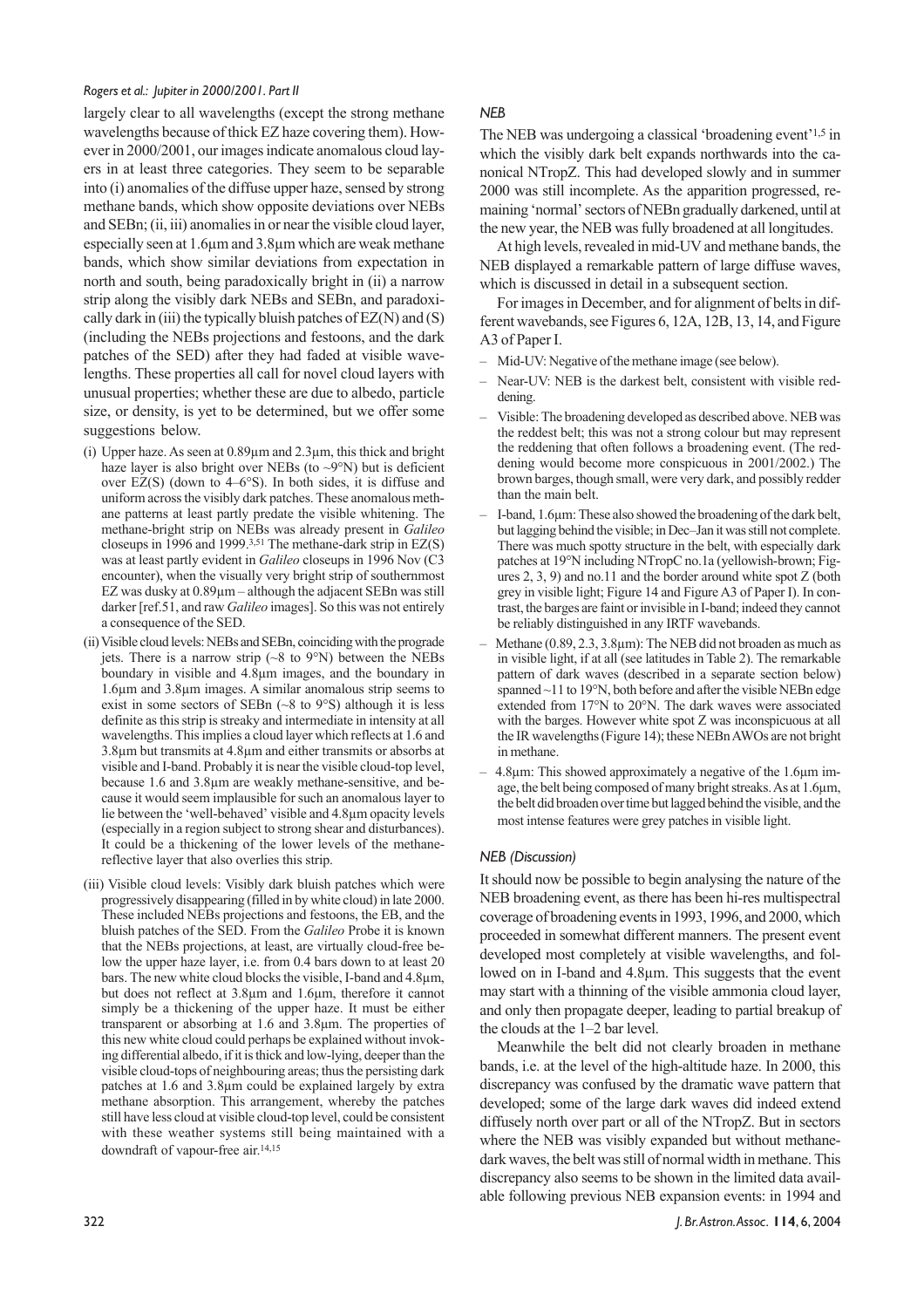largely clear to all wavelengths (except the strong methane wavelengths because of thick EZ haze covering them). However in 2000/2001, our images indicate anomalous cloud layers in at least three categories. They seem to be separable into (i) anomalies of the diffuse upper haze, sensed by strong methane bands, which show opposite deviations over NEBs and SEBn; (ii, iii) anomalies in or near the visible cloud layer, especially seen at 1.6μm and 3.8μm which are weak methane bands, which show similar deviations from expectation in north and south, being paradoxically bright in (ii) a narrow strip along the visibly dark NEBs and SEBn, and paradoxically dark in (iii) the typically bluish patches of EZ(N) and (S) (including the NEBs projections and festoons, and the dark patches of the SED) after they had faded at visible wavelengths. These properties all call for novel cloud layers with unusual properties; whether these are due to albedo, particle size, or density, is yet to be determined, but we offer some suggestions below.

- (i) Upper haze. As seen at 0.89μm and 2.3μm, this thick and bright haze layer is also bright over NEBs (to ~9°N) but is deficient over EZ(S) (down to 4–6°S). In both sides, it is diffuse and uniform across the visibly dark patches. These anomalous methane patterns at least partly predate the visible whitening. The methane-bright strip on NEBs was already present in *Galileo* closeups in 1996 and 1999.[3,51] The methane-dark strip in EZ(S) was at least partly evident in *Galileo* closeups in 1996 Nov (C3 encounter), when the visually very bright strip of southernmost EZ was dusky at 0.89μm – although the adjacent SEBn was still darker [ref.51, and raw *Galileo* images]. So this was not entirely a consequence of the SED.
- (ii) Visible cloud levels: NEBs and SEBn, coinciding with the prograde jets. There is a narrow strip (~8 to 9°N) between the NEBs boundary in visible and 4.8μm images, and the boundary in 1.6μm and 3.8μm images. A similar anomalous strip seems to exist in some sectors of SEBn (~8 to 9°S) although it is less definite as this strip is streaky and intermediate in intensity at all wavelengths. This implies a cloud layer which reflects at 1.6 and 3.8μm but transmits at 4.8μm and either transmits or absorbs at visible and I-band. Probably it is near the visible cloud-top level, because 1.6 and 3.8μm are weakly methane-sensitive, and because it would seem implausible for such an anomalous layer to lie between the 'well-behaved' visible and 4.8μm opacity levels (especially in a region subject to strong shear and disturbances). It could be a thickening of the lower levels of the methane-reflective layer that also overlies this strip.
- (iii) Visible cloud levels: Visibly dark bluish patches which were progressively disappearing (filled in by white cloud) in late 2000. These included NEBs projections and festoons, the EB, and the bluish patches of the SED. From the *Galileo* Probe it is known that the NEBs projections, at least, are virtually cloud-free below the upper haze layer, i.e. from 0.4 bars down to at least 20 bars. The new white cloud blocks the visible, I-band and 4.8μm, but does not reflect at 3.8μm and 1.6μm, therefore it cannot simply be a thickening of the upper haze. It must be either transparent or absorbing at 1.6 and 3.8μm. The properties of this new white cloud could perhaps be explained without invoking differential albedo, if it is thick and low-lying, deeper than the visible cloud-tops of neighbouring areas; thus the persisting dark patches at 1.6 and 3.8μm could be explained largely by extra methane absorption. This arrangement, whereby the patches still have less cloud at visible cloud-top level, could be consistent with these weather systems still being maintained with a downdraft of vapour-free air.[14,15]

### NEB

The NEB was undergoing a classical 'broadening event'[1,5] in which the visibly dark belt expands northwards into the canonical NTropZ. This had developed slowly and in summer 2000 was still incomplete. As the apparition progressed, remaining 'normal' sectors of NEBn gradually darkened, until at the new year, the NEB was fully broadened at all longitudes.

At high levels, revealed in mid-UV and methane bands, the NEB displayed a remarkable pattern of large diffuse waves, which is discussed in detail in a subsequent section.

For images in December, and for alignment of belts in different wavebands, see Figures 6, 12A, 12B, 13, 14, and Figure A3 of Paper I.

- Mid-UV: Negative of the methane image (see below).
- Near-UV: NEB is the darkest belt, consistent with visible reddening.
- Visible: The broadening developed as described above. NEB was the reddest belt; this was not a strong colour but may represent the reddening that often follows a broadening event. (The reddening would become more conspicuous in 2001/2002.) The brown barges, though small, were very dark, and possibly redder than the main belt.
- I-band, 1.6μm: These also showed the broadening of the dark belt, but lagging behind the visible; in Dec–Jan it was still not complete. There was much spotty structure in the belt, with especially dark patches at 19°N including NTropC no.1a (yellowish-brown; Figures 2, 3, 9) and no.11 and the border around white spot Z (both grey in visible light; Figure 14 and Figure A3 of Paper I). In contrast, the barges are faint or invisible in I-band; indeed they cannot be reliably distinguished in any IRTF wavebands.
- Methane (0.89, 2.3, 3.8μm): The NEB did not broaden as much as in visible light, if at all (see latitudes in Table 2). The remarkable pattern of dark waves (described in a separate section below) spanned ~11 to 19°N, both before and after the visible NEBn edge extended from 17°N to 20°N. The dark waves were associated with the barges. However white spot Z was inconspicuous at all the IR wavebands (Figure 14); these NEBn AWOs are not bright in methane.
- 4.8μm: This showed approximately a negative of the 1.6μm image, the belt being composed of many bright streaks. As at 1.6μm, the belt did broaden over time but lagged behind the visible, and the most intense features were grey patches in visible light.

### NEB (Discussion)

It should now be possible to begin analysing the nature of the NEB broadening event, as there has been hi-res multispectral coverage of broadening events in 1993, 1996, and 2000, which proceeded in somewhat different manners. The present event developed most completely at visible wavelengths, and followed on in I-band and 4.8μm. This suggests that the event may start with a thinning of the visible ammonia cloud layer, and only then propagate deeper, leading to partial breakup of the clouds at the 1–2 bar level.

Meanwhile the belt did not clearly broaden in methane bands, i.e. at the level of the high-altitude haze. In 2000, this discrepancy was confused by the dramatic wave pattern that developed; some of the large dark waves did indeed extend diffusely north over part or all of the NTropZ. But in sectors where the NEB was visibly expanded but without methane-dark waves, the belt was still of normal width in methane. This discrepancy also seems to be shown in the limited data available following previous NEB expansion events: in 1994 and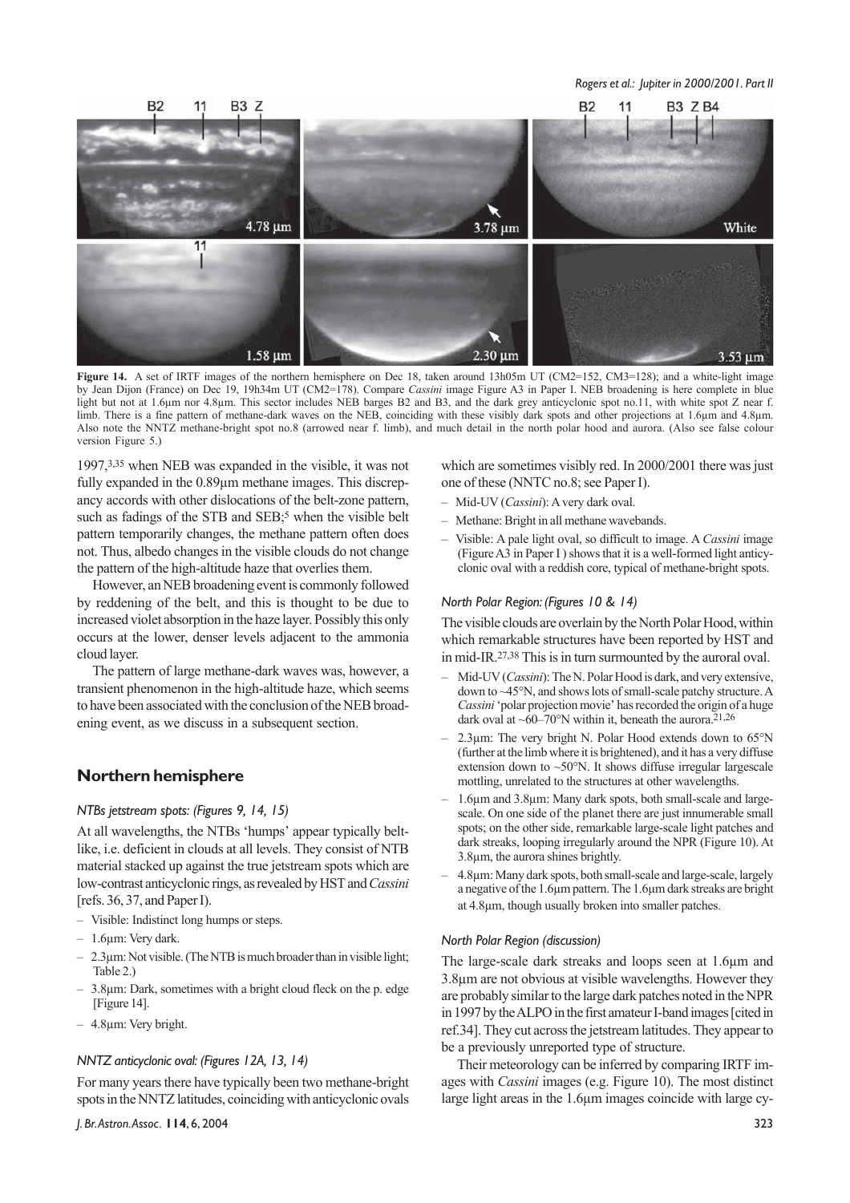**Figure 14.** A set of IRTF images of the northern hemisphere on Dec 18, taken around 13h05m UT (CM2=152, CM3=128); and a white-light image by Jean Dijon (France) on Dec 19, 19h34m UT (CM2=178). Compare *Cassini* image Figure A3 in Paper I. NEB broadening is here complete in blue light but not at 1.6μm nor 4.8μm. This sector includes NEB barges B2 and B3, and the dark grey anticyclonic spot no.11, with white spot Z near f. limb. There is a fine pattern of methane-dark waves on the NEB, coinciding with these visibly dark spots and other projections at 1.6μm and 4.8μm. Also note the NNTZ methane-bright spot no.8 (arrowed near f. limb), and much detail in the north polar hood and aurora. (Also see false colour version Figure 5.)

1997,[3,35] when NEB was expanded in the visible, it was not fully expanded in the 0.89μm methane images. This discrepancy accords with other dislocations of the belt-zone pattern, such as fadings of the STB and SEB;[5] when the visible belt pattern temporarily changes, the methane pattern often does not. Thus, albedo changes in the visible clouds do not change the pattern of the high-altitude haze that overlies them.

However, an NEB broadening event is commonly followed by reddening of the belt, and this is thought to be due to increased violet absorption in the haze layer. Possibly this only occurs at the lower, denser levels adjacent to the ammonia cloud layer.

The pattern of large methane-dark waves was, however, a transient phenomenon in the high-altitude haze, which seems to have been associated with the conclusion of the NEB broadening event, as we discuss in a subsequent section.

## Northern hemisphere

### *NTBs jetstream spots: (Figures 9, 14, 15)*

At all wavelengths, the NTBs 'humps' appear typically belt-like, i.e. deficient in clouds at all levels. They consist of NTB material stacked up against the true jetstream spots which are low-contrast anticyclonic rings, as revealed by HST and *Cassini* [refs. 36, 37, and Paper I).

- Visible: Indistinct long humps or steps.
- 1.6μm: Very dark.
- 2.3μm: Not visible. (The NTB is much broader than in visible light; Table 2.)
- 3.8μm: Dark, sometimes with a bright cloud fleck on the p. edge [Figure 14].
- 4.8μm: Very bright.

### *NNTZ anticyclonic oval: (Figures 12A, 13, 14)*

For many years there have typically been two methane-bright spots in the NNTZ latitudes, coinciding with anticyclonic ovals which are sometimes visibly red. In 2000/2001 there was just one of these (NNTC no.8; see Paper I).

- Mid-UV (*Cassini*): A very dark oval.
- Methane: Bright in all methane wavebands.
- Visible: A pale light oval, so difficult to image. A *Cassini* image (Figure A3 in Paper I ) shows that it is a well-formed light anticyclonic oval with a reddish core, typical of methane-bright spots.

### *North Polar Region: (Figures 10 & 14)*

The visible clouds are overlain by the North Polar Hood, within which remarkable structures have been reported by HST and in mid-IR.[27,38] This is in turn surmounted by the auroral oval.

- Mid-UV (*Cassini*): The N. Polar Hood is dark, and very extensive, down to ~45°N, and shows lots of small-scale patchy structure. A *Cassini* 'polar projection movie' has recorded the origin of a huge dark oval at ~60–70°N within it, beneath the aurora.[21,26]
- 2.3μm: The very bright N. Polar Hood extends down to 65°N (further at the limb where it is brightened), and it has a very diffuse extension down to ~50°N. It shows diffuse irregular largescale mottling, unrelated to the structures at other wavelengths.
- 1.6μm and 3.8μm: Many dark spots, both small-scale and large-scale. On one side of the planet there are just innumerable small spots; on the other side, remarkable large-scale light patches and dark streaks, looping irregularly around the NPR (Figure 10). At 3.8μm, the aurora shines brightly.
- 4.8μm: Many dark spots, both small-scale and large-scale, largely a negative of the 1.6μm pattern. The 1.6μm dark streaks are bright at 4.8μm, though usually broken into smaller patches.

### *North Polar Region (discussion)*

The large-scale dark streaks and loops seen at 1.6μm and 3.8μm are not obvious at visible wavelengths. However they are probably similar to the large dark patches noted in the NPR in 1997 by the ALPO in the first amateur I-band images [cited in ref.34]. They cut across the jetstream latitudes. They appear to be a previously unreported type of structure.

Their meteorology can be inferred by comparing IRTF images with *Cassini* images (e.g. Figure 10). The most distinct large light areas in the 1.6μm images coincide with large cy-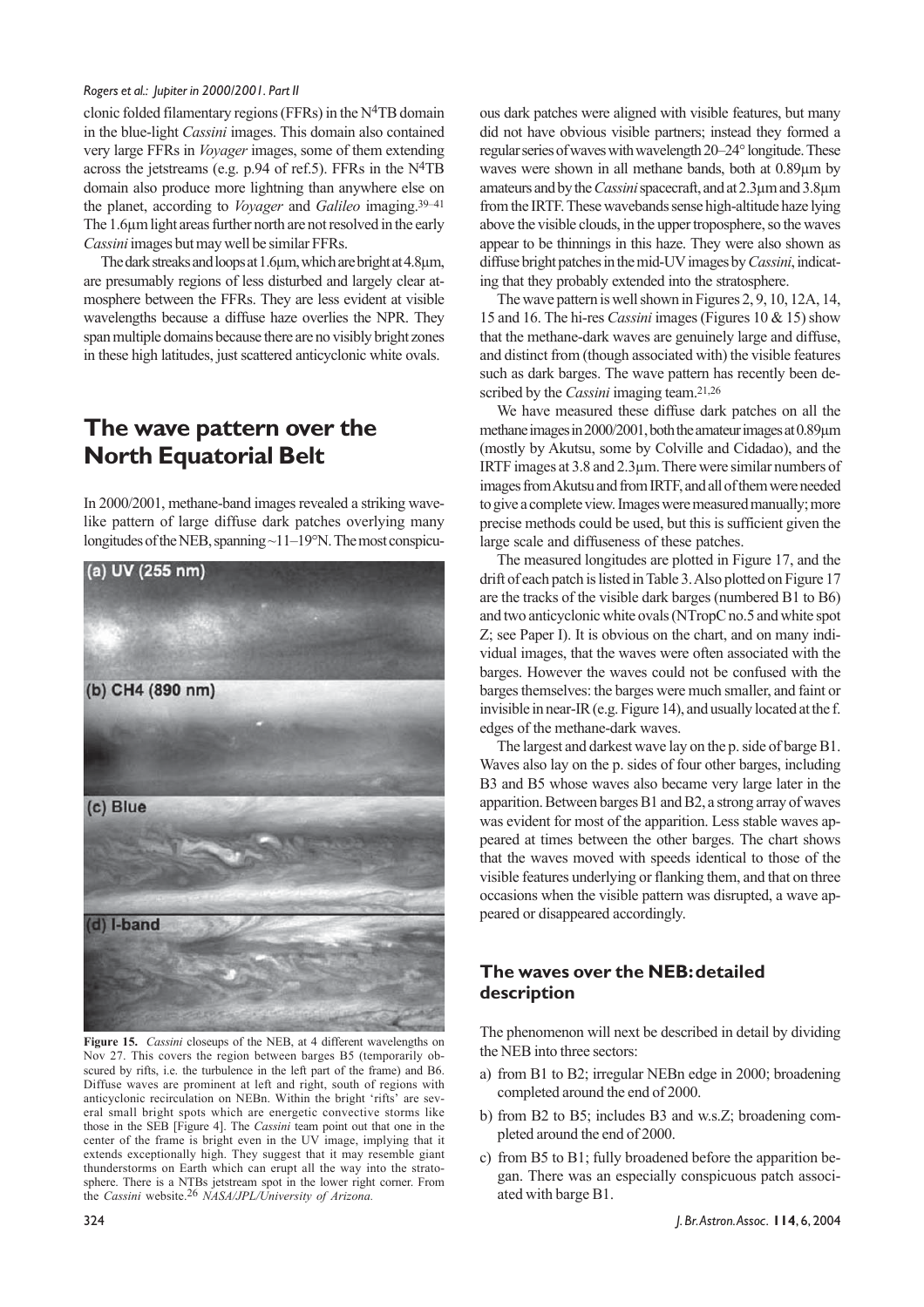clonic folded filamentary regions (FFRs) in the N4TB domain in the blue-light *Cassini* images. This domain also contained very large FFRs in *Voyager* images, some of them extending across the jetstreams (e.g. p.94 of ref.5). FFRs in the N4TB domain also produce more lightning than anywhere else on the planet, according to *Voyager* and *Galileo* imaging.[39–41] The 1.6μm light areas further north are not resolved in the early *Cassini* images but may well be similar FFRs.

The dark streaks and loops at 1.6μm, which are bright at 4.8μm, are presumably regions of less disturbed and largely clear atmosphere between the FFRs. They are less evident at visible wavelengths because a diffuse haze overlies the NPR. They span multiple domains because there are no visibly bright zones in these high latitudes, just scattered anticyclonic white ovals.

## The wave pattern over the North Equatorial Belt

In 2000/2001, methane-band images revealed a striking wave-like pattern of large diffuse dark patches overlying many longitudes of the NEB, spanning ~11–19°N. The most conspicuous dark patches were aligned with visible features, but many did not have obvious visible partners; instead they formed a regular series of waves with wavelength 20–24° longitude. These waves were shown in all methane bands, both at 0.89μm by amateurs and by the *Cassini* spacecraft, and at 2.3μm and 3.8μm from the IRTF. These wavebands sense high-altitude haze lying above the visible clouds, in the upper troposphere, so the waves appear to be thinnings in this haze. They were also shown as diffuse bright patches in the mid-UV images by *Cassini*, indicating that they probably extended into the stratosphere.

(a) UV (255 nm)

(b) CH4 (890 nm)

(c) Blue

(d) I-band

**Figure 15.** *Cassini* closeups of the NEB, at 4 different wavelengths on Nov 27. This covers the region between barges B5 (temporarily obscured by rifts, i.e. the turbulence in the left part of the frame) and B6. Diffuse waves are prominent at left and right, south of regions with anticyclonic recirculation on NEBn. Within the bright 'rifts' are several small bright spots which are energetic convective storms like those in the SEB [Figure 4]. The *Cassini* team point out that one in the center of the frame is bright even in the UV image, implying that it extends exceptionally high. They suggest that it may resemble giant thunderstorms on Earth which can erupt all the way into the stratosphere. There is a NTBs jetstream spot in the lower right corner. From the *Cassini* website.[26] *NASA/JPL/University of Arizona.*

The wave pattern is well shown in Figures 2, 9, 10, 12A, 14, 15 and 16. The hi-res *Cassini* images (Figures 10 & 15) show that the methane-dark waves are genuinely large and diffuse, and distinct from (though associated with) the visible features such as dark barges. The wave pattern has recently been described by the *Cassini* imaging team.[21,26]

We have measured these diffuse dark patches on all the methane images in 2000/2001, both the amateur images at 0.89μm (mostly by Akutsu, some by Colville and Cidadao), and the IRTF images at 3.8 and 2.3μm. There were similar numbers of images from Akutsu and from IRTF, and all of them were needed to give a complete view. Images were measured manually; more precise methods could be used, but this is sufficient given the large scale and diffuseness of these patches.

The measured longitudes are plotted in Figure 17, and the drift of each patch is listed in Table 3. Also plotted on Figure 17 are the tracks of the visible dark barges (numbered B1 to B6) and two anticyclonic white ovals (NTropC no.5 and white spot Z; see Paper I). It is obvious on the chart, and on many individual images, that the waves were often associated with the barges. However the waves could not be confused with the barges themselves: the barges were much smaller, and faint or invisible in near-IR (e.g. Figure 14), and usually located at the f. edges of the methane-dark waves.

The largest and darkest wave lay on the p. side of barge B1. Waves also lay on the p. sides of four other barges, including B3 and B5 whose waves also became very large later in the apparition. Between barges B1 and B2, a strong array of waves was evident for most of the apparition. Less stable waves appeared at times between the other barges. The chart shows that the waves moved with speeds identical to those of the visible features underlying or flanking them, and that on three occasions when the visible pattern was disrupted, a wave appeared or disappeared accordingly.

### The waves over the NEB: detailed description

The phenomenon will next be described in detail by dividing the NEB into three sectors:

a) from B1 to B2; irregular NEBn edge in 2000; broadening completed around the end of 2000.
b) from B2 to B5; includes B3 and w.s.Z; broadening completed around the end of 2000.
c) from B5 to B1; fully broadened before the apparition began. There was an especially conspicuous patch associated with barge B1.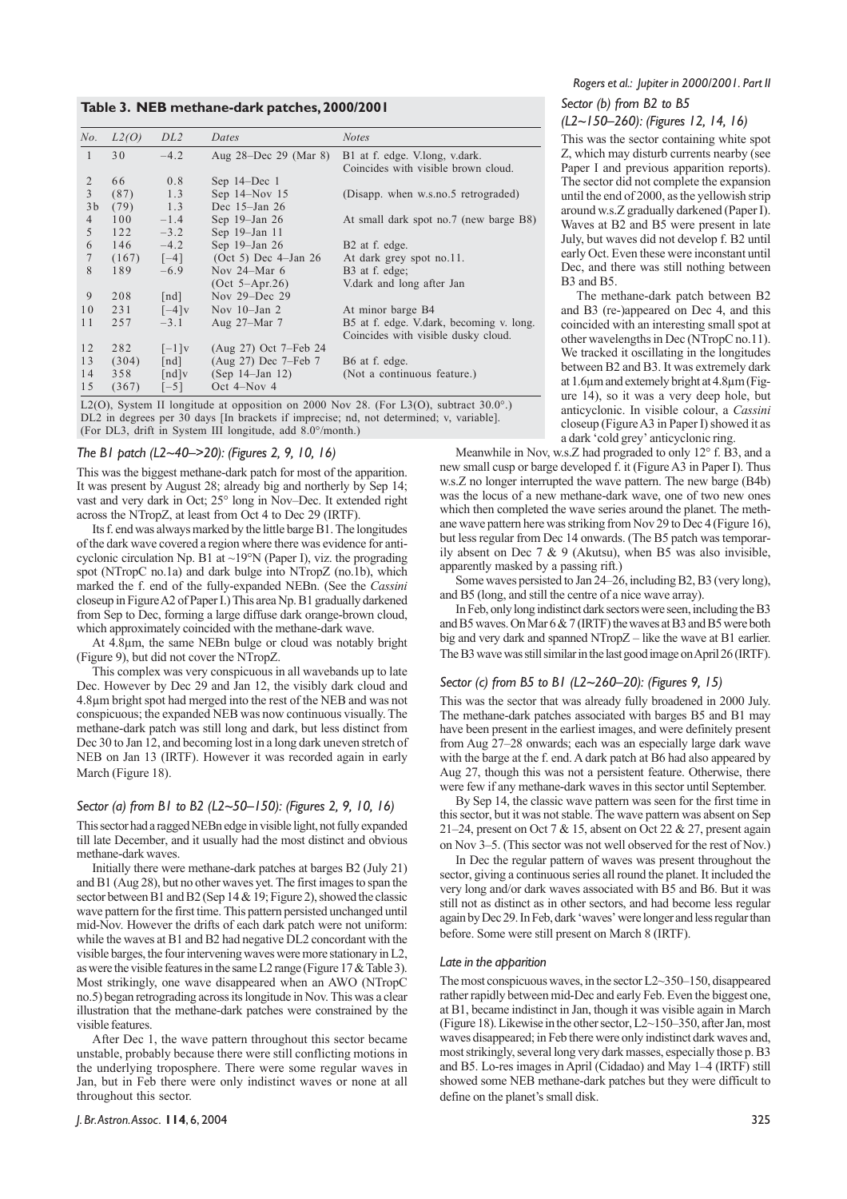### Table 3. NEB methane-dark patches, 2000/2001

| *No.* | *L2(O)* | *DL2* | *Dates* | *Notes* |
|---|---|---|---|---|
| 1 | 30 | −4.2 | Aug 28–Dec 29 (Mar 8) | B1 at f. edge. V.long, v.dark. Coincides with visible brown cloud. |
| 2 | 66 | 0.8 | Sep 14–Dec 1 | |
| 3 | (87) | 1.3 | Sep 14–Nov 15 | (Disapp. when w.s.no.5 retrograded) |
| 3b | (79) | 1.3 | Dec 15–Jan 26 | |
| 4 | 100 | −1.4 | Sep 19–Jan 26 | At small dark spot no.7 (new barge B8) |
| 5 | 122 | −3.2 | Sep 19–Jan 11 | |
| 6 | 146 | −4.2 | Sep 19–Jan 26 | B2 at f. edge. |
| 7 | (167) | [−4] | (Oct 5) Dec 4–Jan 26 | At dark grey spot no.11. |
| 8 | 189 | −6.9 | Nov 24–Mar 6 (Oct 5–Apr.26) | B3 at f. edge; V.dark and long after Jan |
| 9 | 208 | [nd] | Nov 29–Dec 29 | |
| 10 | 231 | [−4]v | Nov 10–Jan 2 | At minor barge B4 |
| 11 | 257 | −3.1 | Aug 27–Mar 7 | B5 at f. edge. V.dark, becoming v. long. Coincides with visible dusky cloud. |
| 12 | 282 | [−1]v | (Aug 27) Oct 7–Feb 24 | |
| 13 | (304) | [nd] | (Aug 27) Dec 7–Feb 7 | B6 at f. edge. |
| 14 | 358 | [nd]v | (Sep 14–Jan 12) | (Not a continuous feature.) |
| 15 | (367) | [−5] | Oct 4–Nov 4 | |

L2(O), System II longitude at opposition on 2000 Nov 28. (For L3(O), subtract 30.0°.) DL2 in degrees per 30 days [In brackets if imprecise; nd, not determined; v, variable]. (For DL3, drift in System III longitude, add 8.0°/month.)

### *The B1 patch (L2~40–>20): (Figures 2, 9, 10, 16)*

This was the biggest methane-dark patch for most of the apparition. It was present by August 28; already big and northerly by Sep 14; vast and very dark in Oct; 25° long in Nov–Dec. It extended right across the NTropZ, at least from Oct 4 to Dec 29 (IRTF).

Its f. end was always marked by the little barge B1. The longitudes of the dark wave covered a region where there was evidence for anticyclonic circulation Np. B1 at ~19°N (Paper I), viz. the prograding spot (NTropC no.1a) and dark bulge into NTropZ (no.1b), which marked the f. end of the fully-expanded NEBn. (See the *Cassini* closeup in Figure A2 of Paper I.) This area Np. B1 gradually darkened from Sep to Dec, forming a large diffuse dark orange-brown cloud, which approximately coincided with the methane-dark wave.

At 4.8μm, the same NEBn bulge or cloud was notably bright (Figure 9), but did not cover the NTropZ.

This complex was very conspicuous in all wavebands up to late Dec. However by Dec 29 and Jan 12, the visibly dark cloud and 4.8μm bright spot had merged into the rest of the NEB and was not conspicuous; the expanded NEB was now continuous visually. The methane-dark patch was still long and dark, but less distinct from Dec 30 to Jan 12, and becoming lost in a long dark uneven stretch of NEB on Jan 13 (IRTF). However it was recorded again in early March (Figure 18).

### *Sector (a) from B1 to B2 (L2~50–150): (Figures 2, 9, 10, 16)*

This sector had a ragged NEBn edge in visible light, not fully expanded till late December, and it usually had the most distinct and obvious methane-dark waves.

Initially there were methane-dark patches at barges B2 (July 21) and B1 (Aug 28), but no other waves yet. The first images to span the sector between B1 and B2 (Sep 14 & 19; Figure 2), showed the classic wave pattern for the first time. This pattern persisted unchanged until mid-Nov. However the drifts of each dark patch were not uniform: while the waves at B1 and B2 had negative DL2 concordant with the visible barges, the four intervening waves were more stationary in L2, as were the visible features in the same L2 range (Figure 17 & Table 3). Most strikingly, one wave disappeared when an AWO (NTropC no.5) began retrograding across its longitude in Nov. This was a clear illustration that the methane-dark patches were constrained by the visible features.

After Dec 1, the wave pattern throughout this sector became unstable, probably because there were still conflicting motions in the underlying troposphere. There were some regular waves in Jan, but in Feb there were only indistinct waves or none at all throughout this sector.

### *Sector (b) from B2 to B5 (L2~150–260): (Figures 12, 14, 16)*

This was the sector containing white spot Z, which may disturb currents nearby (see Paper I and previous apparition reports). The sector did not complete the expansion until the end of 2000, as the yellowish strip around w.s.Z gradually darkened (Paper I). Waves at B2 and B5 were present in late July, but waves did not develop f. B2 until early Oct. Even these were inconstant until Dec, and there was still nothing between B3 and B5.

The methane-dark patch between B2 and B3 (re-)appeared on Dec 4, and this coincided with an interesting small spot at other wavelengths in Dec (NTropC no.11). We tracked it oscillating in the longitudes between B2 and B3. It was extremely dark at 1.6μm and extemely bright at 4.8μm (Figure 14), so it was a very deep hole, but anticyclonic. In visible colour, a *Cassini* closeup (Figure A3 in Paper I) showed it as a dark 'cold grey' anticyclonic ring.

Meanwhile in Nov, w.s.Z had prograded to only 12° f. B3, and a new small cusp or barge developed f. it (Figure A3 in Paper I). Thus w.s.Z no longer interrupted the wave pattern. The new barge (B4b) was the locus of a new methane-dark wave, one of two new ones which then completed the wave series around the planet. The methane wave pattern here was striking from Nov 29 to Dec 4 (Figure 16), but less regular from Dec 14 onwards. (The B5 patch was temporarily absent on Dec 7 & 9 (Akutsu), when B5 was also invisible, apparently masked by a passing rift.)

Some waves persisted to Jan 24–26, including B2, B3 (very long), and B5 (long, and still the centre of a nice wave array).

In Feb, only long indistinct dark sectors were seen, including the B3 and B5 waves. On Mar 6 & 7 (IRTF) the waves at B3 and B5 were both big and very dark and spanned NTropZ – like the wave at B1 earlier. The B3 wave was still similar in the last good image on April 26 (IRTF).

### *Sector (c) from B5 to B1 (L2~260–20): (Figures 9, 15)*

This was the sector that was already fully broadened in 2000 July. The methane-dark patches associated with barges B5 and B1 may have been present in the earliest images, and were definitely present from Aug 27–28 onwards; each was an especially large dark wave with the barge at the f. end. A dark patch at B6 had also appeared by Aug 27, though this was not a persistent feature. Otherwise, there were few if any methane-dark waves in this sector until September.

By Sep 14, the classic wave pattern was seen for the first time in this sector, but it was not stable. The wave pattern was absent on Sep 21–24, present on Oct 7 & 15, absent on Oct 22 & 27, present again on Nov 3–5. (This sector was not well observed for the rest of Nov.)

In Dec the regular pattern of waves was present throughout the sector, giving a continuous series all round the planet. It included the very long and/or dark waves associated with B5 and B6. But it was still not as distinct as in other sectors, and had become less regular again by Dec 29. In Feb, dark 'waves' were longer and less regular than before. Some were still present on March 8 (IRTF).

### *Late in the apparition*

The most conspicuous waves, in the sector L2~350–150, disappeared rather rapidly between mid-Dec and early Feb. Even the biggest one, at B1, became indistinct in Jan, though it was visible again in March (Figure 18). Likewise in the other sector, L2~150–350, after Jan, most waves disappeared; in Feb there were only indistinct dark waves and, most strikingly, several long very dark masses, especially those p. B3 and B5. Lo-res images in April (Cidadao) and May 1–4 (IRTF) still showed some NEB methane-dark patches but they were difficult to define on the planet's small disk.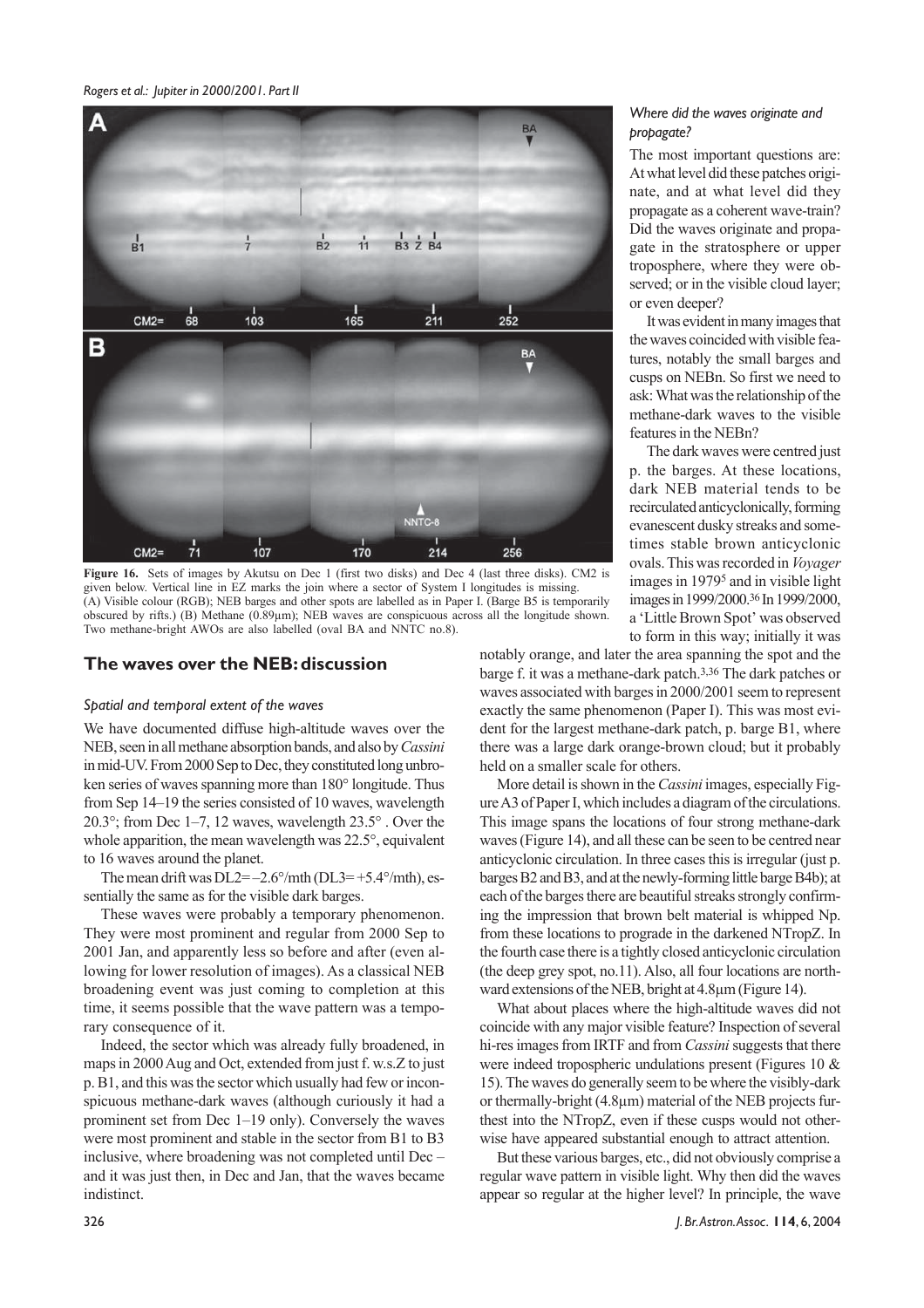Figure 16. Sets of images by Akutsu on Dec 1 (first two disks) and Dec 4 (last three disks). CM2 is given below. Vertical line in EZ marks the join where a sector of System I longitudes is missing. (A) Visible colour (RGB); NEB barges and other spots are labelled as in Paper I. (Barge B5 is temporarily obscured by rifts.) (B) Methane (0.89μm); NEB waves are conspicuous across all the longitude shown. Two methane-bright AWOs are also labelled (oval BA and NNTC no.8).

## The waves over the NEB: discussion

### *Spatial and temporal extent of the waves*

We have documented diffuse high-altitude waves over the NEB, seen in all methane absorption bands, and also by *Cassini* in mid-UV. From 2000 Sep to Dec, they constituted long unbroken series of waves spanning more than 180° longitude. Thus from Sep 14–19 the series consisted of 10 waves, wavelength 20.3°; from Dec 1–7, 12 waves, wavelength 23.5° . Over the whole apparition, the mean wavelength was 22.5°, equivalent to 16 waves around the planet.

The mean drift was DL2= –2.6°/mth (DL3= +5.4°/mth), essentially the same as for the visible dark barges.

These waves were probably a temporary phenomenon. They were most prominent and regular from 2000 Sep to 2001 Jan, and apparently less so before and after (even allowing for lower resolution of images). As a classical NEB broadening event was just coming to completion at this time, it seems possible that the wave pattern was a temporary consequence of it.

Indeed, the sector which was already fully broadened, in maps in 2000 Aug and Oct, extended from just f. w.s.Z to just p. B1, and this was the sector which usually had few or inconspicuous methane-dark waves (although curiously it had a prominent set from Dec 1–19 only). Conversely the waves were most prominent and stable in the sector from B1 to B3 inclusive, where broadening was not completed until Dec – and it was just then, in Dec and Jan, that the waves became indistinct.

### *Where did the waves originate and propagate?*

The most important questions are: At what level did these patches originate, and at what level did they propagate as a coherent wave-train? Did the waves originate and propagate in the stratosphere or upper troposphere, where they were observed; or in the visible cloud layer; or even deeper?

It was evident in many images that the waves coincided with visible features, notably the small barges and cusps on NEBn. So first we need to ask: What was the relationship of the methane-dark waves to the visible features in the NEBn?

The dark waves were centred just p. the barges. At these locations, dark NEB material tends to be recirculated anticyclonically, forming evanescent dusky streaks and sometimes stable brown anticyclonic ovals. This was recorded in *Voyager* images in 1979[5] and in visible light images in 1999/2000.[36] In 1999/2000, a 'Little Brown Spot' was observed to form in this way; initially it was notably orange, and later the area spanning the spot and the barge f. it was a methane-dark patch.[3,36] The dark patches or waves associated with barges in 2000/2001 seem to represent exactly the same phenomenon (Paper I). This was most evident for the largest methane-dark patch, p. barge B1, where there was a large dark orange-brown cloud; but it probably held on a smaller scale for others.

More detail is shown in the *Cassini* images, especially Figure A3 of Paper I, which includes a diagram of the circulations. This image spans the locations of four strong methane-dark waves (Figure 14), and all these can be seen to be centred near anticyclonic circulation. In three cases this is irregular (just p. barges B2 and B3, and at the newly-forming little barge B4b); at each of the barges there are beautiful streaks strongly confirming the impression that brown belt material is whipped Np. from these locations to prograde in the darkened NTropZ. In the fourth case there is a tightly closed anticyclonic circulation (the deep grey spot, no.11). Also, all four locations are northward extensions of the NEB, bright at 4.8μm (Figure 14).

What about places where the high-altitude waves did not coincide with any major visible feature? Inspection of several hi-res images from IRTF and from *Cassini* suggests that there were indeed tropospheric undulations present (Figures 10 & 15). The waves do generally seem to be where the visibly-dark or thermally-bright (4.8μm) material of the NEB projects furthest into the NTropZ, even if these cusps would not otherwise have appeared substantial enough to attract attention.

But these various barges, etc., did not obviously comprise a regular wave pattern in visible light. Why then did the waves appear so regular at the higher level? In principle, the wave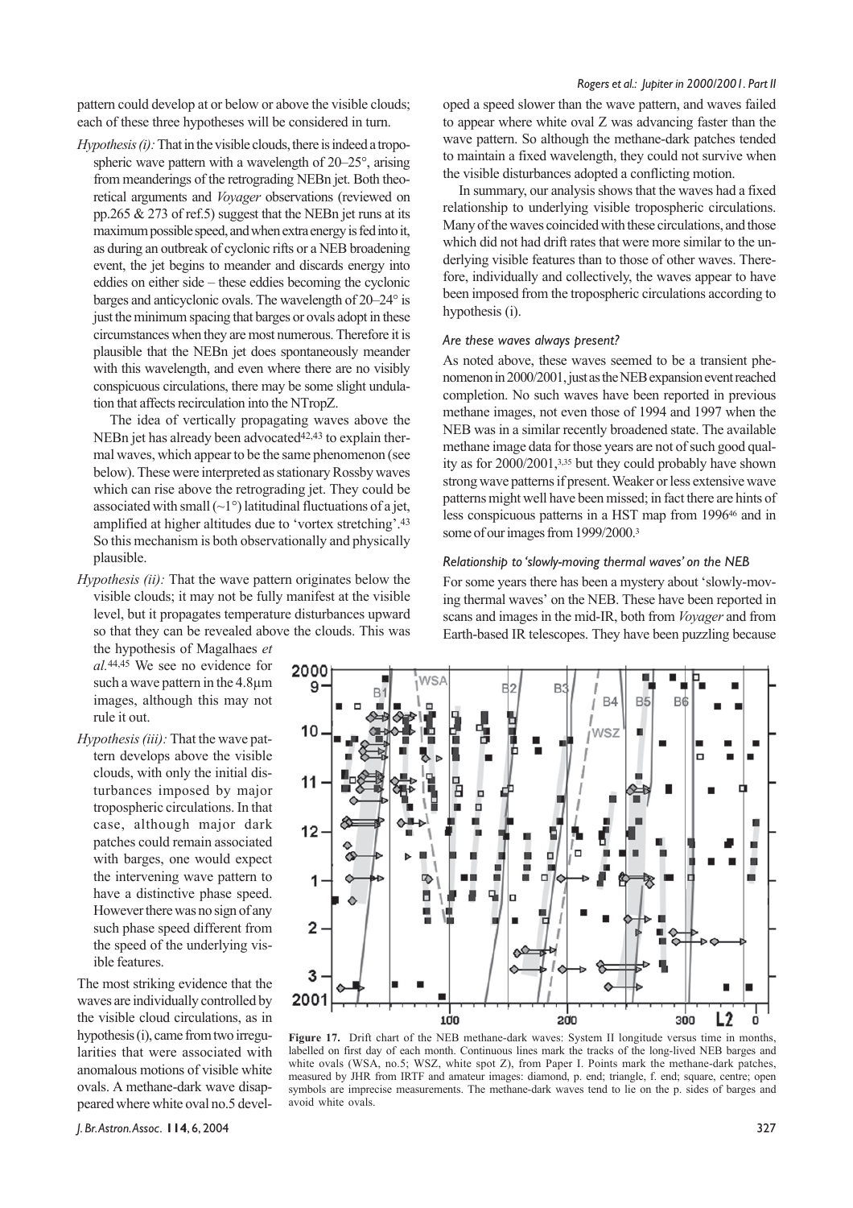pattern could develop at or below or above the visible clouds; each of these three hypotheses will be considered in turn.

*Hypothesis (i):* That in the visible clouds, there is indeed a tropospheric wave pattern with a wavelength of 20–25°, arising from meanderings of the retrograding NEBn jet. Both theoretical arguments and *Voyager* observations (reviewed on pp.265 & 273 of ref.5) suggest that the NEBn jet runs at its maximum possible speed, and when extra energy is fed into it, as during an outbreak of cyclonic rifts or a NEB broadening event, the jet begins to meander and discards energy into eddies on either side – these eddies becoming the cyclonic barges and anticyclonic ovals. The wavelength of 20–24° is just the minimum spacing that barges or ovals adopt in these circumstances when they are most numerous. Therefore it is plausible that the NEBn jet does spontaneously meander with this wavelength, and even where there are no visibly conspicuous circulations, there may be some slight undulation that affects recirculation into the NTropZ.

The idea of vertically propagating waves above the NEBn jet has already been advocated[42,43] to explain thermal waves, which appear to be the same phenomenon (see below). These were interpreted as stationary Rossby waves which can rise above the retrograding jet. They could be associated with small (~1°) latitudinal fluctuations of a jet, amplified at higher altitudes due to 'vortex stretching'.[43] So this mechanism is both observationally and physically plausible.

*Hypothesis (ii):* That the wave pattern originates below the visible clouds; it may not be fully manifest at the visible level, but it propagates temperature disturbances upward so that they can be revealed above the clouds. This was the hypothesis of Magalhaes *et al.*[44,45] We see no evidence for such a wave pattern in the 4.8μm images, although this may not rule it out.

*Hypothesis (iii):* That the wave pattern develops above the visible clouds, with only the initial disturbances imposed by major tropospheric circulations. In that case, although major dark patches could remain associated with barges, one would expect the intervening wave pattern to have a distinctive phase speed. However there was no sign of any such phase speed different from the speed of the underlying visible features.

The most striking evidence that the waves are individually controlled by the visible cloud circulations, as in hypothesis (i), came from two irregularities that were associated with anomalous motions of visible white ovals. A methane-dark wave disappeared where white oval no.5 developed a speed slower than the wave pattern, and waves failed to appear where white oval Z was advancing faster than the wave pattern. So although the methane-dark patches tended to maintain a fixed wavelength, they could not survive when the visible disturbances adopted a conflicting motion.

In summary, our analysis shows that the waves had a fixed relationship to underlying visible tropospheric circulations. Many of the waves coincided with these circulations, and those which did not had drift rates that were more similar to the underlying visible features than to those of other waves. Therefore, individually and collectively, the waves appear to have been imposed from the tropospheric circulations according to hypothesis (i).

### *Are these waves always present?*

As noted above, these waves seemed to be a transient phenomenon in 2000/2001, just as the NEB expansion event reached completion. No such waves have been reported in previous methane images, not even those of 1994 and 1997 when the NEB was in a similar recently broadened state. The available methane image data for those years are not of such good quality as for 2000/2001,[3,35] but they could probably have shown strong wave patterns if present. Weaker or less extensive wave patterns might well have been missed; in fact there are hints of less conspicuous patterns in a HST map from 1996[46] and in some of our images from 1999/2000.[3]

### *Relationship to 'slowly-moving thermal waves' on the NEB*

For some years there has been a mystery about 'slowly-moving thermal waves' on the NEB. These have been reported in scans and images in the mid-IR, both from *Voyager* and from Earth-based IR telescopes. They have been puzzling because

**Figure 17.** Drift chart of the NEB methane-dark waves: System II longitude versus time in months, labelled on first day of each month. Continuous lines mark the tracks of the long-lived NEB barges and white ovals (WSA, no.5; WSZ, white spot Z), from Paper I. Points mark the methane-dark patches, measured by JHR from IRTF and amateur images: diamond, p. end; triangle, f. end; square, centre; open symbols are imprecise measurements. The methane-dark waves tend to lie on the p. sides of barges and avoid white ovals.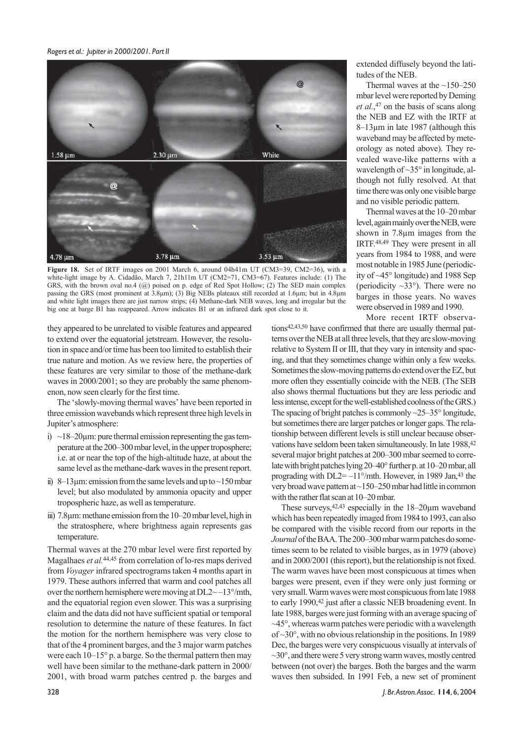**Figure 18.** Set of IRTF images on 2001 March 6, around 04h41m UT (CM3=39, CM2=36), with a white-light image by A. Cidadão, March 7, 21h11m UT (CM2=71, CM3=67). Features include: (1) The GRS, with the brown oval no.4 (@) poised on p. edge of Red Spot Hollow; (2) The SED main complex passing the GRS (most prominent at 3.8μm); (3) Big NEBs plateaux still recorded at 1.6μm; but in 4.8μm and white light images there are just narrow strips; (4) Methane-dark NEB waves, long and irregular but the big one at barge B1 has reappeared. Arrow indicates B1 or an infrared dark spot close to it.

they appeared to be unrelated to visible features and appeared to extend over the equatorial jetstream. However, the resolution in space and/or time has been too limited to establish their true nature and motion. As we review here, the properties of these features are very similar to those of the methane-dark waves in 2000/2001; so they are probably the same phenomenon, now seen clearly for the first time.

The 'slowly-moving thermal waves' have been reported in three emission wavebands which represent three high levels in Jupiter's atmosphere:

i) ~18–20μm: pure thermal emission representing the gas temperature at the 200–300 mbar level, in the upper troposphere; i.e. at or near the top of the high-altitude haze, at about the same level as the methane-dark waves in the present report.

ii) 8–13μm: emission from the same levels and up to ~150 mbar level; but also modulated by ammonia opacity and upper tropospheric haze, as well as temperature.

iii) 7.8μm: methane emission from the 10–20 mbar level, high in the stratosphere, where brightness again represents gas temperature.

Thermal waves at the 270 mbar level were first reported by Magalhaes *et al.*[44,45] from correlation of lo-res maps derived from *Voyager* infrared spectrograms taken 4 months apart in 1979. These authors inferred that warm and cool patches all over the northern hemisphere were moving at DL2~–13°/mth, and the equatorial region even slower. This was a surprising claim and the data did not have sufficient spatial or temporal resolution to determine the nature of these features. In fact the motion for the northern hemisphere was very close to that of the 4 prominent barges, and the 3 major warm patches were each 10–15° p. a barge. So the thermal pattern then may well have been similar to the methane-dark pattern in 2000/2001, with broad warm patches centred p. the barges and extended diffusely beyond the latitudes of the NEB.

Thermal waves at the ~150–250 mbar level were reported by Deming *et al.*,[47] on the basis of scans along the NEB and EZ with the IRTF at 8–13μm in late 1987 (although this waveband may be affected by meteorology as noted above). They revealed wave-like patterns with a wavelength of ~35° in longitude, although not fully resolved. At that time there was only one visible barge and no visible periodic pattern.

Thermal waves at the 10–20 mbar level, again mainly over the NEB, were shown in 7.8μm images from the IRTF.[48,49] They were present in all years from 1984 to 1988, and were most notable in 1985 June (periodicity of ~45° longitude) and 1988 Sep (periodicity ~33°). There were no barges in those years. No waves were observed in 1989 and 1990.

More recent IRTF observations[42,43,50] have confirmed that there are usually thermal patterns over the NEB at all three levels, that they are slow-moving relative to System II or III, that they vary in intensity and spacing, and that they sometimes change within only a few weeks. Sometimes the slow-moving patterns do extend over the EZ, but more often they essentially coincide with the NEB. (The SEB also shows thermal fluctuations but they are less periodic and less intense, except for the well-established coolness of the GRS.) The spacing of bright patches is commonly ~25–35° longitude, but sometimes there are larger patches or longer gaps. The relationship between different levels is still unclear because observations have seldom been taken simultaneously. In late 1988,[42] several major bright patches at 200–300 mbar seemed to correlate with bright patches lying 20–40° further p. at 10–20 mbar, all prograding with DL2= –11°/mth. However, in 1989 Jan,[43] the very broad wave pattern at ~150–250 mbar had little in common with the rather flat scan at 10–20 mbar.

These surveys,[42,43] especially in the 18–20μm waveband which has been repeatedly imaged from 1984 to 1993, can also be compared with the visible record from our reports in the *Journal* of the BAA. The 200–300 mbar warm patches do sometimes seem to be related to visible barges, as in 1979 (above) and in 2000/2001 (this report), but the relationship is not fixed. The warm waves have been most conspicuous at times when barges were present, even if they were only just forming or very small. Warm waves were most conspicuous from late 1988 to early 1990,[42] just after a classic NEB broadening event. In late 1988, barges were just forming with an average spacing of ~45°, whereas warm patches were periodic with a wavelength of ~30°, with no obvious relationship in the positions. In 1989 Dec, the barges were very conspicuous visually at intervals of ~30°, and there were 5 very strong warm waves, mostly centred between (not over) the barges. Both the barges and the warm waves then subsided. In 1991 Feb, a new set of prominent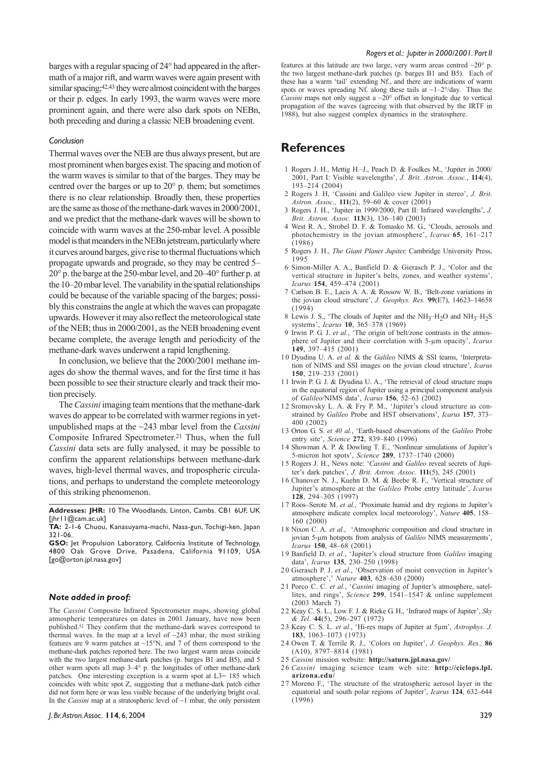barges with a regular spacing of 24° had appeared in the aftermath of a major rift, and warm waves were again present with similar spacing;[42,43] they were almost coincident with the barges or their p. edges. In early 1993, the warm waves were more prominent again, and there were also dark spots on NEBn, both preceding and during a classic NEB broadening event.

### Conclusion

Thermal waves over the NEB are thus always present, but are most prominent when barges exist. The spacing and motion of the warm waves is similar to that of the barges. They may be centred over the barges or up to 20° p. them; but sometimes there is no clear relationship. Broadly then, these properties are the same as those of the methane-dark waves in 2000/2001, and we predict that the methane-dark waves will be shown to coincide with warm waves at the 250-mbar level. A possible model is that meanders in the NEBn jetstream, particularly where it curves around barges, give rise to thermal fluctuations which propagate upwards and prograde, so they may be centred 5–20° p. the barge at the 250-mbar level, and 20–40° further p. at the 10–20 mbar level. The variability in the spatial relationships could be because of the variable spacing of the barges; possibly this constrains the angle at which the waves can propagate upwards. However it may also reflect the meteorological state of the NEB; thus in 2000/2001, as the NEB broadening event became complete, the average length and periodicity of the methane-dark waves underwent a rapid lengthening.

In conclusion, we believe that the 2000/2001 methane images do show the thermal waves, and for the first time it has been possible to see their structure clearly and track their motion precisely.

The *Cassini* imaging team mentions that the methane-dark waves do appear to be correlated with warmer regions in yet-unpublished maps at the ~243 mbar level from the *Cassini* Composite Infrared Spectrometer.[21] Thus, when the full *Cassini* data sets are fully analysed, it may be possible to confirm the apparent relationships between methane-dark waves, high-level thermal waves, and tropospheric circulations, and perhaps to understand the complete meteorology of this striking phenomenon.

**Addresses: JHR:** 10 The Woodlands, Linton, Cambs. CB1 6UF, UK [jhr11@cam.ac.uk]
**TA:** 2-1-6 Chuou, Kanasuyama-machi, Nasa-gun, Tochigi-ken, Japan 321-06.
**GSO:** Jet Propulsion Laboratory, California Institute of Technology, 4800 Oak Grove Drive, Pasadena, California 91109, USA [go@orton.jpl.nasa.gov]

### *Note added in proof:*

The *Cassini* Composite Infrared Spectrometer maps, showing global atmospheric temperatures on dates in 2001 January, have now been published.[52] They confirm that the methane-dark waves correspond to thermal waves. In the map at a level of ~243 mbar, the most striking features are 9 warm patches at ~15°N, and 7 of them correspond to the methane-dark patches reported here. The two largest warm areas coincide with the two largest methane-dark patches (p. barges B1 and B5), and 5 other warm spots all map 3–4° p. the longitudes of other methane-dark patches. One interesting exception is a warm spot at L3= 185 which coincides with white spot Z, suggesting that a methane-dark patch either did not form here or was less visible because of the underlying bright oval. In the *Cassini* map at a stratospheric level of ~1 mbar, the only persistent features at this latitude are two large, very warm areas centred ~20° p. the two largest methane-dark patches (p. barges B1 and B5). Each of these has a warm 'tail' extending Nf., and there are indications of warm spots or waves spreading Nf. along these tails at ~1–2°/day. Thus the *Cassini* maps not only suggest a ~20° offset in longitude due to vertical propagation of the waves (agreeing with that observed by the IRTF in 1988), but also suggest complex dynamics in the stratosphere.

## References

1. Rogers J. H., Mettig H.–J., Peach D. & Foulkes M., 'Jupiter in 2000/2001, Part I: Visible wavelengths', *J. Brit. Astron. Assoc.*, **114**(4), 193–214 (2004)
2. Rogers J. H, 'Cassini and Galileo view Jupiter in stereo', *J. Brit. Astron. Assoc.,* **111**(2), 59–60 & cover (2001)
3. Rogers J. H., 'Jupiter in 1999/2000, Part II: Infrared wavelengths', *J. Brit. Astron. Assoc.* **113**(3), 136–140 (2003)
4. West R. A., Strobel D. F. & Tomasko M. G., 'Clouds, aerosols and photochemistry in the jovian atmosphere', *Icarus* **65**, 161–217 (1986)
5. Rogers J. H., *The Giant Planet Jupiter,* Cambridge University Press, 1995
6. Simon-Miller A. A., Banfield D. & Gierasch P. J., 'Color and the vertical structure in Jupiter's belts, zones, and weather systems', *Icarus* **154**, 459–474 (2001)
7. Carlson B. E., Lacis A. A. & Rossow W. B., 'Belt-zone variations in the jovian cloud structure', *J. Geophys. Res.* **99**(E7), 14623–14658 (1994)
8. Lewis J. S., 'The clouds of Jupiter and the $NH_3$–$H_2O$ and $NH_3$–$H_2S$ systems', *Icarus* **10**, 365–378 (1969)
9. Irwin P. G. J. *et al.*, 'The origin of belt/zone contrasts in the atmosphere of Jupiter and their correlation with 5-µm opacity', *Icarus* **149**, 397–415 (2001)
10. Dyudina U. A. *et al.* & the *Galileo* NIMS & SSI teams, 'Interpretation of NIMS and SSI images on the jovian cloud structure', *Icarus* **150**, 219–233 (2001)
11. Irwin P. G. J. & Dyudina U. A., 'The retrieval of cloud structure maps in the equatorial region of Jupiter using a principal component analysis of *Galileo*/NIMS data', *Icarus* **156**, 52–63 (2002)
12. Sromovsky L. A. & Fry P. M., 'Jupiter's cloud structure as constrained by *Galileo* Probe and HST observations', *Icarus* **157**, 373–400 (2002)
13. Orton G. S. *et 40 al.*, 'Earth-based observations of the *Galileo* Probe entry site', *Science* **272**, 839–840 (1996)
14. Showman A. P. & Dowling T. E., 'Nonlinear simulations of Jupiter's 5-micron hot spots', *Science* **289**, 1737–1740 (2000)
15. Rogers J. H., News note: '*Cassini* and *Galileo* reveal secrets of Jupiter's dark patches', *J. Brit. Astron. Assoc.* **111**(5), 245 (2001)
16. Chanover N. J., Kuehn D. M. & Beebe R. F., 'Vertical structure of Jupiter's atmosphere at the *Galileo* Probe entry latitude', *Icarus* **128**, 294–305 (1997)
17. Roos–Serote M. *et al.*, 'Proximate humid and dry regions in Jupiter's atmosphere indicate complex local meteorology', *Nature* **405**, 158–160 (2000)
18. Nixon C. A. *et al.*, 'Atmospheric composition and cloud structure in jovian 5-µm hotspots from analysis of *Galileo* NIMS measurements', *Icarus* **150**, 48–68 (2001)
19. Banfield D. *et al.*, 'Jupiter's cloud structure from *Galileo* imaging data', *Icarus* **135**, 230–250 (1998)
20. Gierasch P. J. *et al.*, 'Observation of moist convection in Jupiter's atmosphere',' *Nature* **403**, 628–630 (2000)
21. Porco C. C. *et al.*, '*Cassini* imaging of Jupiter's atmosphere, satellites, and rings', *Science* **299**, 1541–1547 & online supplement (2003 March 7)
22. Keay C. S. L., Low F. J. & Rieke G. H., 'Infrared maps of Jupiter', *Sky & Tel.* **44**(5), 296–297 (1972)
23. Keay C. S. L. *et al.*, 'Hi-res maps of Jupiter at 5µm', *Astrophys. J.* **183**, 1063–1073 (1973)
24. Owen T. & Terrile R. J., 'Colors on Jupiter', *J. Geophys. Res.,* **86** (A10), 8797–8814 (1981)
25. *Cassini* mission website: **http://saturn.jpl.nasa.gov/**
26. *Cassini* imaging science team web site: **http://ciclops.lpl.arizona.edu/**
27. Moreno F., 'The structure of the stratospheric aerosol layer in the equatorial and south polar regions of Jupiter', *Icarus* **124**, 632–644 (1996)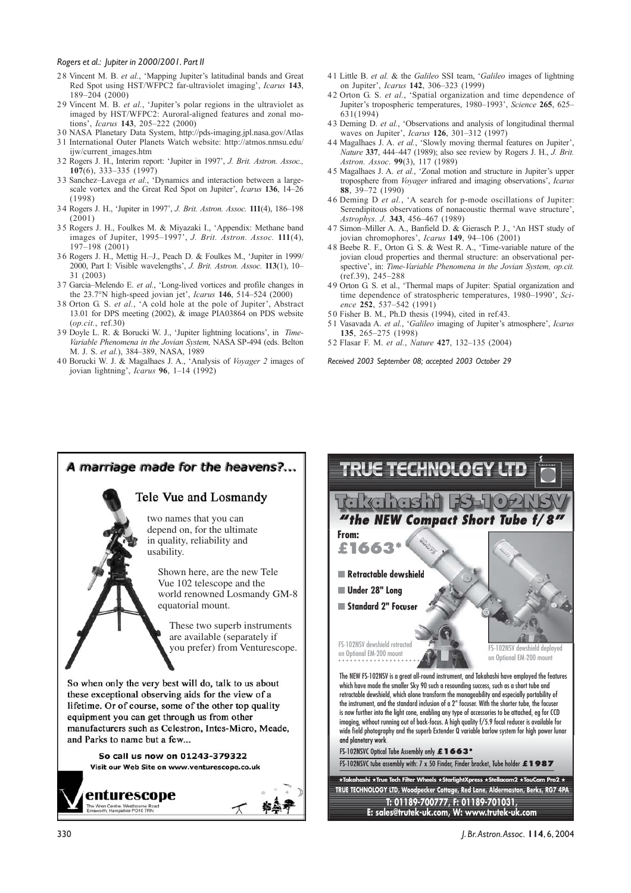28 Vincent M. B. *et al.*, 'Mapping Jupiter's latitudinal bands and Great Red Spot using HST/WFPC2 far-ultraviolet imaging', *Icarus* **143**, 189–204 (2000)

29 Vincent M. B. *et al.*, 'Jupiter's polar regions in the ultraviolet as imaged by HST/WFPC2: Auroral-aligned features and zonal motions', *Icarus* **143**, 205–222 (2000)

30 NASA Planetary Data System, http://pds-imaging.jpl.nasa.gov/Atlas

31 International Outer Planets Watch website: http://atmos.nmsu.edu/ijw/current_images.htm

32 Rogers J. H., Interim report: 'Jupiter in 1997', *J. Brit. Astron. Assoc.,* **107**(6), 333–335 (1997)

33 Sanchez–Lavega *et al.*, 'Dynamics and interaction between a large-scale vortex and the Great Red Spot on Jupiter', *Icarus* **136**, 14–26 (1998)

34 Rogers J. H., 'Jupiter in 1997', *J. Brit. Astron. Assoc.* **111**(4), 186–198 (2001)

35 Rogers J. H., Foulkes M. & Miyazaki I., 'Appendix: Methane band images of Jupiter, 1995–1997', *J. Brit. Astron. Assoc.* **111**(4), 197–198 (2001)

36 Rogers J. H., Mettig H.–J., Peach D. & Foulkes M., 'Jupiter in 1999/2000, Part I: Visible wavelengths', *J. Brit. Astron. Assoc.* **113**(1), 10–31 (2003)

37 Garcia–Melendo E. *et al.*, 'Long-lived vortices and profile changes in the 23.7°N high-speed jovian jet', *Icarus* **146**, 514–524 (2000)

38 Orton G. S. *et al.*, 'A cold hole at the pole of Jupiter', Abstract 13.01 for DPS meeting (2002), & image PIA03864 on PDS website (*op.cit.*, ref.30)

39 Doyle L. R. & Borucki W. J., 'Jupiter lightning locations', in *Time-Variable Phenomena in the Jovian System,* NASA SP-494 (eds. Belton M. J. S. *et al.*), 384–389, NASA, 1989

40 Borucki W. J. & Magalhaes J. A., 'Analysis of *Voyager 2* images of jovian lightning', *Icarus* **96**, 1–14 (1992)

41 Little B. *et al.* & the *Galileo* SSI team, '*Galileo* images of lightning on Jupiter', *Icarus* **142**, 306–323 (1999)

42 Orton G. S. *et al.*, 'Spatial organization and time dependence of Jupiter's tropospheric temperatures, 1980–1993', *Science* **265**, 625–631(1994)

43 Deming D. *et al.*, 'Observations and analysis of longitudinal thermal waves on Jupiter', *Icarus* **126**, 301–312 (1997)

44 Magalhaes J. A. *et al.*, 'Slowly moving thermal features on Jupiter', *Nature* **337**, 444–447 (1989); also see review by Rogers J. H., *J. Brit. Astron. Assoc.* **99**(3), 117 (1989)

45 Magalhaes J. A. *et al.*, 'Zonal motion and structure in Jupiter's upper troposphere from *Voyager* infrared and imaging observations', *Icarus* **88**, 39–72 (1990)

46 Deming D *et al.*, 'A search for p-mode oscillations of Jupiter: Serendipitous observations of nonacoustic thermal wave structure', *Astrophys. J.* **343**, 456–467 (1989)

47 Simon–Miller A. A., Banfield D. & Gierasch P. J., 'An HST study of jovian chromophores', *Icarus* **149**, 94–106 (2001)

48 Beebe R. F., Orton G. S. & West R. A., 'Time-variable nature of the jovian cloud properties and thermal structure: an observational perspective', in: *Time-Variable Phenomena in the Jovian System, op.cit.* (ref.39), 245–288

49 Orton G. S. et al., 'Thermal maps of Jupiter: Spatial organization and time dependence of stratospheric temperatures, 1980–1990', *Science* **252**, 537–542 (1991)

50 Fisher B. M., Ph.D thesis (1994), cited in ref.43.

51 Vasavada A. *et al.*, '*Galileo* imaging of Jupiter's atmosphere', *Icarus* **135**, 265–275 (1998)

52 Flasar F. M. *et al.*, *Nature* **427**, 132–135 (2004)

*Received 2003 September 08; accepted 2003 October 29*

***A marriage made for the heavens?...***

**Tele Vue and Losmandy**

two names that you can depend on, for the ultimate in quality, reliability and usability.

Shown here, are the new Tele Vue 102 telescope and the world renowned Losmandy GM-8 equatorial mount.

These two superb instruments are available (separately if you prefer) from Venturescope.

So when only the very best will do, talk to us about these exceptional observing aids for the view of a lifetime. Or of course, some of the other top quality equipment you can get through us from other manufacturers such as Celestron, Intes-Micro, Meade, and Parks to name but a few...

**So call us now on 01243-379322**

**Visit our Web Site on www.venturescope.co.uk**

**Venturescope**
The Wren Centre, Westbourne Road
Emsworth, Hampshire PO10 7RN

**TRUE TECHNOLOGY LTD**

**Takahashi FS-102NSV**

***"the NEW Compact Short Tube f/8"***

**From: £1663\***

- **Retractable dewshield**
- **Under 28" Long**
- **Standard 2" Focuser**

FS-102NSV dewshield retracted on Optional EM-200 mount

FS-102NSV dewshield deployed on Optional EM-200 mount

The NEW FS-102NSV is a great all-round instrument, and Takahashi have employed the features which have made the smaller Sky 90 such a resounding success, such as a short tube and retractable dewshield, which alone transform the manageability and especially portability of the instrument, and the standard inclusion of a 2" focuser. With the shorter tube, the focuser is now further into the light cone, enabling any type of accessories to be attached, eg for CCD imaging, without running out of back-focus. A high quality f/5.9 focal reducer is available for wide field photography and the superb Extender Q variable barlow system for high power lunar and planetary work.

FS-102NSVC Optical Tube Assembly only **£1663\***

FS-102NSVC tube assembly with: 7 x 50 Finder, Finder bracket, Tube holder **£1987**

★Takahashi ★True Tech Filter Wheels ★StarlightXpress ★Stellacam2 ★TouCam Pro2 ★

**TRUE TECHNOLOGY LTD, Woodpecker Cottage, Red Lane, Aldermaston, Berks, RG7 4PA**

**T: 01189-700777, F: 01189-701031,**
**E: sales@trutek-uk.com, W: www.trutek-uk.com**